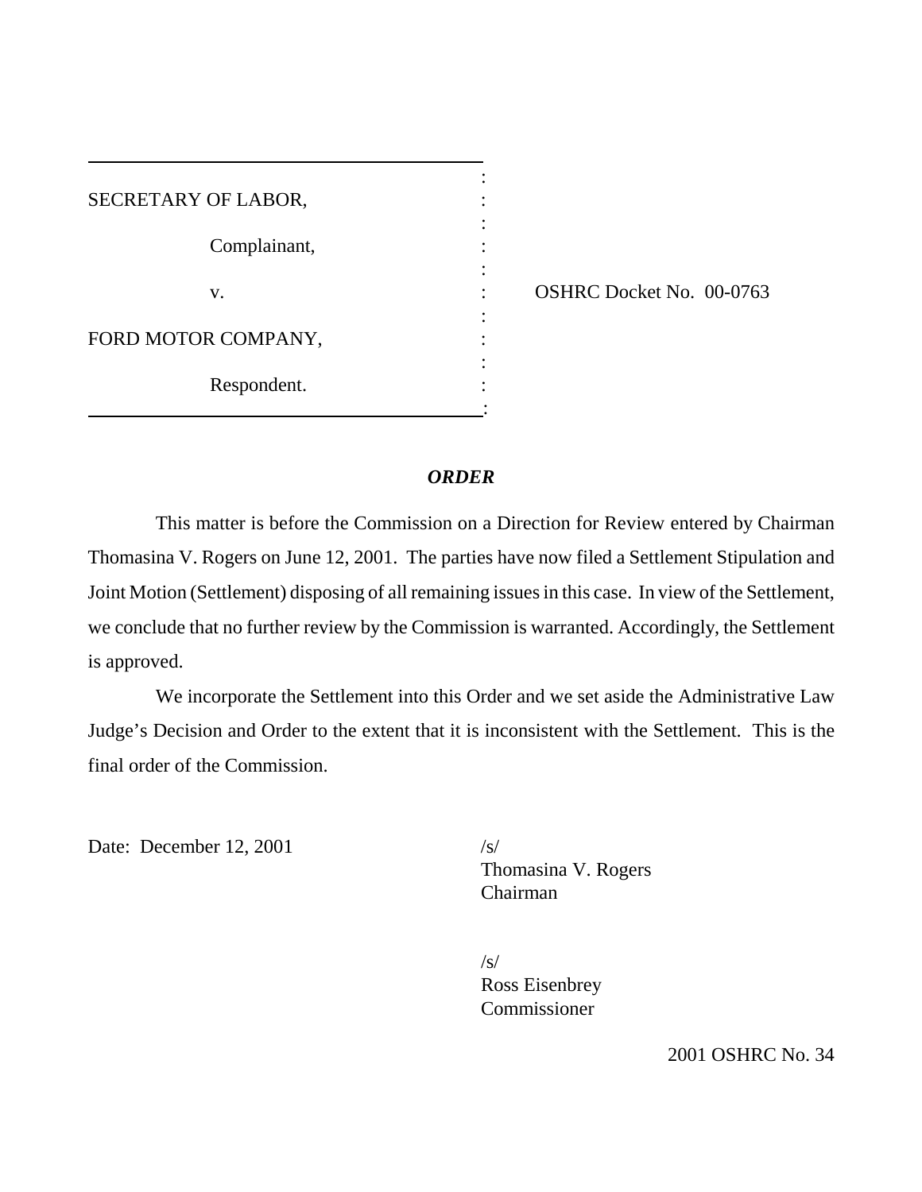SECRETARY OF LABOR,

Complainant,

v. OSHRC Docket No. 00-0763

FORD MOTOR COMPANY,

Respondent.

***ORDER***

This matter is before the Commission on a Direction for Review entered by Chairman Thomasina V. Rogers on June 12, 2001. The parties have now filed a Settlement Stipulation and Joint Motion (Settlement) disposing of all remaining issues in this case. In view of the Settlement, we conclude that no further review by the Commission is warranted. Accordingly, the Settlement is approved.

We incorporate the Settlement into this Order and we set aside the Administrative Law Judge's Decision and Order to the extent that it is inconsistent with the Settlement. This is the final order of the Commission.

Date: December 12, 2001

/s/
Thomasina V. Rogers
Chairman

/s/
Ross Eisenbrey
Commissioner

2001 OSHRC No. 34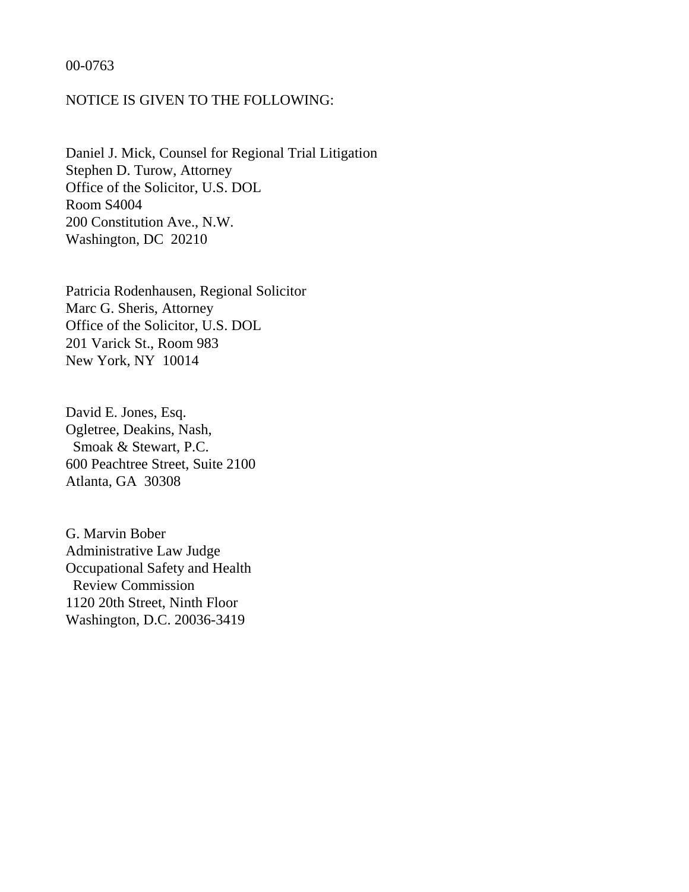00-0763

NOTICE IS GIVEN TO THE FOLLOWING:

Daniel J. Mick, Counsel for Regional Trial Litigation
Stephen D. Turow, Attorney
Office of the Solicitor, U.S. DOL
Room S4004
200 Constitution Ave., N.W.
Washington, DC 20210

Patricia Rodenhausen, Regional Solicitor
Marc G. Sheris, Attorney
Office of the Solicitor, U.S. DOL
201 Varick St., Room 983
New York, NY 10014

David E. Jones, Esq.
Ogletree, Deakins, Nash,
Smoak & Stewart, P.C.
600 Peachtree Street, Suite 2100
Atlanta, GA 30308

G. Marvin Bober
Administrative Law Judge
Occupational Safety and Health
Review Commission
1120 20th Street, Ninth Floor
Washington, D.C. 20036-3419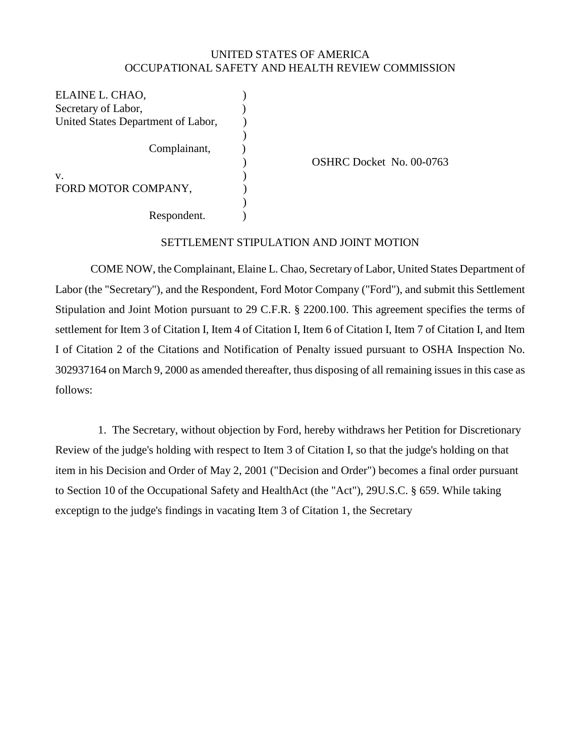UNITED STATES OF AMERICA
OCCUPATIONAL SAFETY AND HEALTH REVIEW COMMISSION

| | | |
|---|---|---|
| ELAINE L. CHAO, | ) | |
| Secretary of Labor, | ) | |
| United States Department of Labor, | ) | |
| | ) | |
| Complainant, | ) | |
| | ) | OSHRC Docket No. 00-0763 |
| v. | ) | |
| FORD MOTOR COMPANY, | ) | |
| | ) | |
| Respondent. | ) | |

SETTLEMENT STIPULATION AND JOINT MOTION

COME NOW, the Complainant, Elaine L. Chao, Secretary of Labor, United States Department of Labor (the "Secretary"), and the Respondent, Ford Motor Company ("Ford"), and submit this Settlement Stipulation and Joint Motion pursuant to 29 C.F.R. § 2200.100. This agreement specifies the terms of settlement for Item 3 of Citation I, Item 4 of Citation I, Item 6 of Citation I, Item 7 of Citation I, and Item I of Citation 2 of the Citations and Notification of Penalty issued pursuant to OSHA Inspection No. 302937164 on March 9, 2000 as amended thereafter, thus disposing of all remaining issues in this case as follows:

1. The Secretary, without objection by Ford, hereby withdraws her Petition for Discretionary Review of the judge's holding with respect to Item 3 of Citation I, so that the judge's holding on that item in his Decision and Order of May 2, 2001 ("Decision and Order") becomes a final order pursuant to Section 10 of the Occupational Safety and HealthAct (the "Act"), 29U.S.C. § 659. While taking exceptign to the judge's findings in vacating Item 3 of Citation 1, the Secretary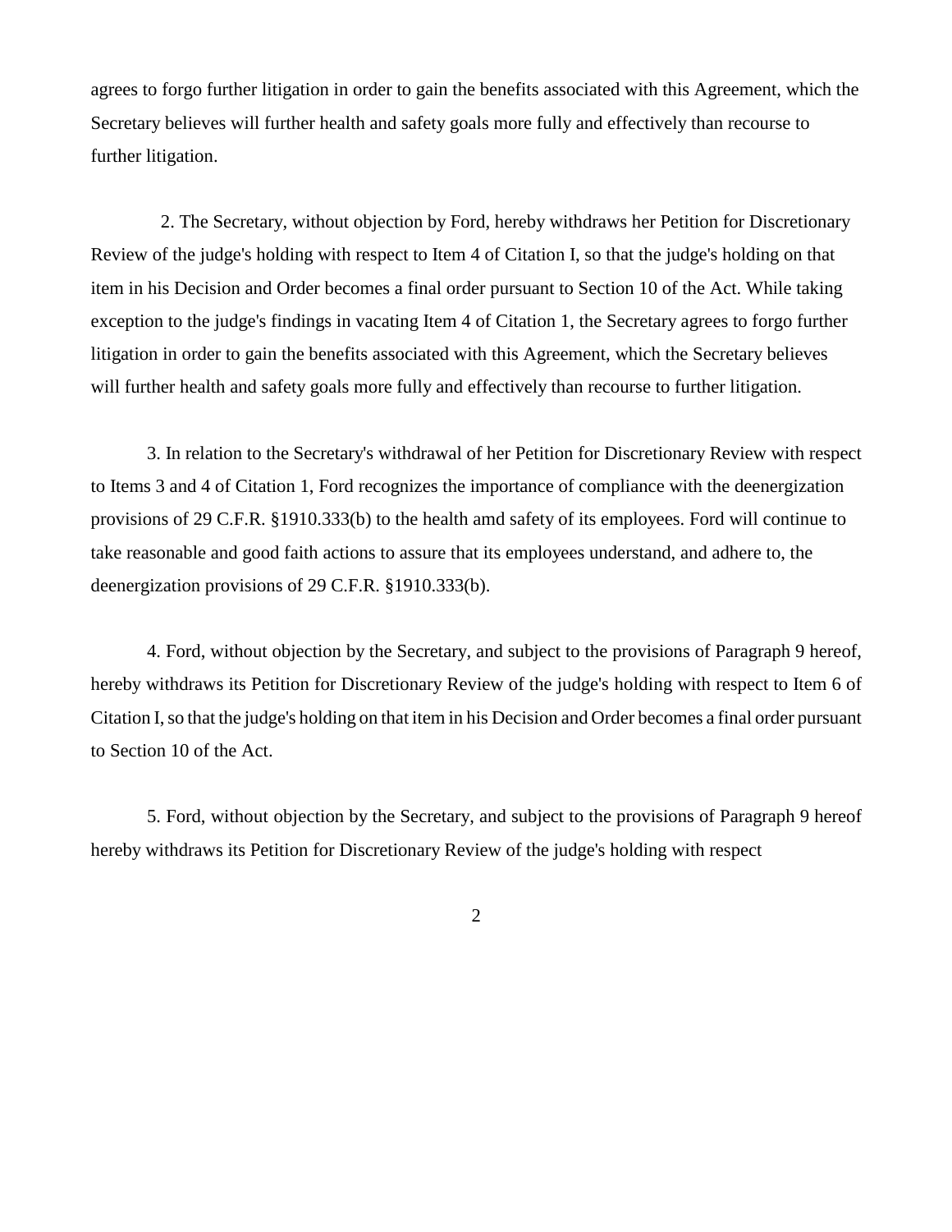agrees to forgo further litigation in order to gain the benefits associated with this Agreement, which the Secretary believes will further health and safety goals more fully and effectively than recourse to further litigation.

2. The Secretary, without objection by Ford, hereby withdraws her Petition for Discretionary Review of the judge's holding with respect to Item 4 of Citation I, so that the judge's holding on that item in his Decision and Order becomes a final order pursuant to Section 10 of the Act. While taking exception to the judge's findings in vacating Item 4 of Citation 1, the Secretary agrees to forgo further litigation in order to gain the benefits associated with this Agreement, which the Secretary believes will further health and safety goals more fully and effectively than recourse to further litigation.

3. In relation to the Secretary's withdrawal of her Petition for Discretionary Review with respect to Items 3 and 4 of Citation 1, Ford recognizes the importance of compliance with the deenergization provisions of 29 C.F.R. §1910.333(b) to the health amd safety of its employees. Ford will continue to take reasonable and good faith actions to assure that its employees understand, and adhere to, the deenergization provisions of 29 C.F.R. §1910.333(b).

4. Ford, without objection by the Secretary, and subject to the provisions of Paragraph 9 hereof, hereby withdraws its Petition for Discretionary Review of the judge's holding with respect to Item 6 of Citation I, so that the judge's holding on that item in his Decision and Order becomes a final order pursuant to Section 10 of the Act.

5. Ford, without objection by the Secretary, and subject to the provisions of Paragraph 9 hereof hereby withdraws its Petition for Discretionary Review of the judge's holding with respect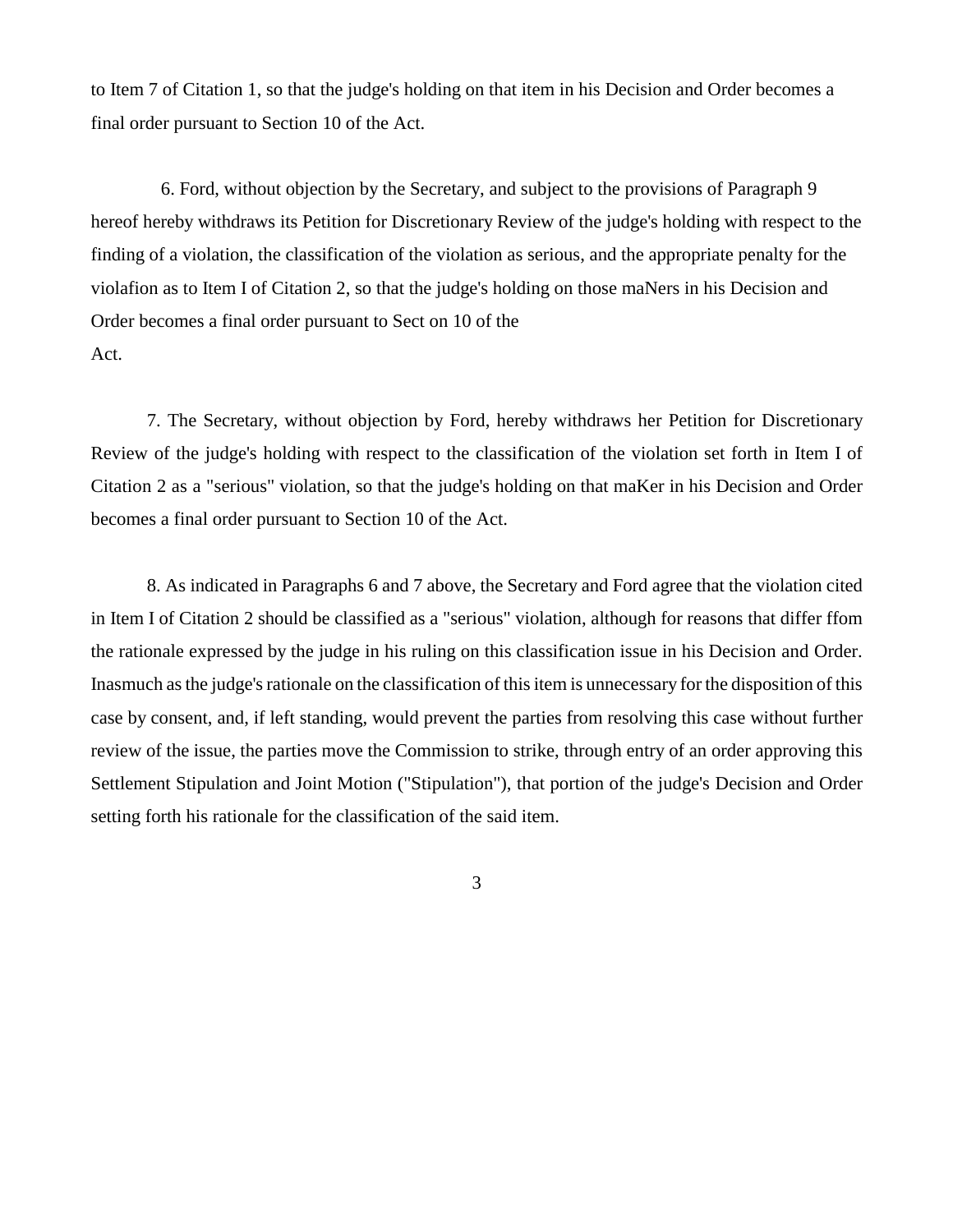to Item 7 of Citation 1, so that the judge's holding on that item in his Decision and Order becomes a final order pursuant to Section 10 of the Act.

6. Ford, without objection by the Secretary, and subject to the provisions of Paragraph 9 hereof hereby withdraws its Petition for Discretionary Review of the judge's holding with respect to the finding of a violation, the classification of the violation as serious, and the appropriate penalty for the violafion as to Item I of Citation 2, so that the judge's holding on those maNers in his Decision and Order becomes a final order pursuant to Sect on 10 of the Act.

7. The Secretary, without objection by Ford, hereby withdraws her Petition for Discretionary Review of the judge's holding with respect to the classification of the violation set forth in Item I of Citation 2 as a "serious" violation, so that the judge's holding on that maKer in his Decision and Order becomes a final order pursuant to Section 10 of the Act.

8. As indicated in Paragraphs 6 and 7 above, the Secretary and Ford agree that the violation cited in Item I of Citation 2 should be classified as a "serious" violation, although for reasons that differ ffom the rationale expressed by the judge in his ruling on this classification issue in his Decision and Order. Inasmuch as the judge's rationale on the classification of this item is unnecessary for the disposition of this case by consent, and, if left standing, would prevent the parties from resolving this case without further review of the issue, the parties move the Commission to strike, through entry of an order approving this Settlement Stipulation and Joint Motion ("Stipulation"), that portion of the judge's Decision and Order setting forth his rationale for the classification of the said item.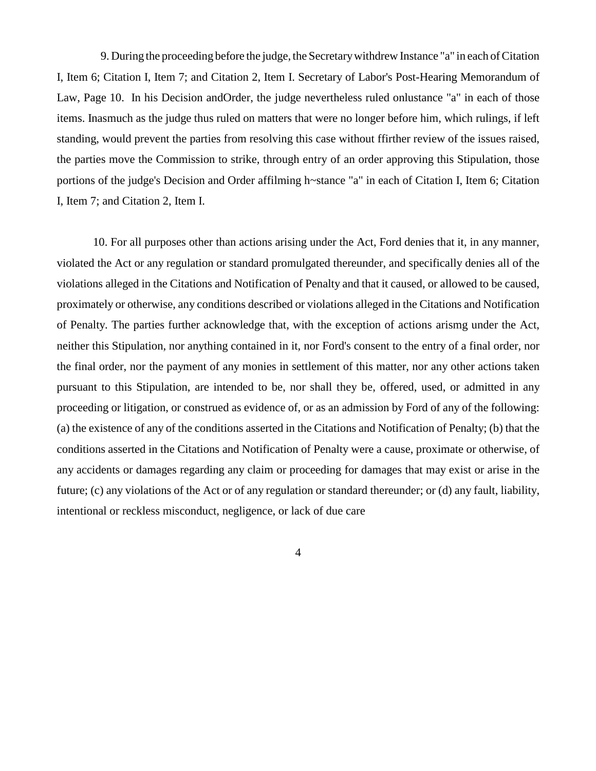9. During the proceeding before the judge, the Secretary withdrew Instance "a" in each of Citation I, Item 6; Citation I, Item 7; and Citation 2, Item I. Secretary of Labor's Post-Hearing Memorandum of Law, Page 10. In his Decision andOrder, the judge nevertheless ruled onlustance "a" in each of those items. Inasmuch as the judge thus ruled on matters that were no longer before him, which rulings, if left standing, would prevent the parties from resolving this case without ffirther review of the issues raised, the parties move the Commission to strike, through entry of an order approving this Stipulation, those portions of the judge's Decision and Order affilming h~stance "a" in each of Citation I, Item 6; Citation I, Item 7; and Citation 2, Item I.

10. For all purposes other than actions arising under the Act, Ford denies that it, in any manner, violated the Act or any regulation or standard promulgated thereunder, and specifically denies all of the violations alleged in the Citations and Notification of Penalty and that it caused, or allowed to be caused, proximately or otherwise, any conditions described or violations alleged in the Citations and Notification of Penalty. The parties further acknowledge that, with the exception of actions arismg under the Act, neither this Stipulation, nor anything contained in it, nor Ford's consent to the entry of a final order, nor the final order, nor the payment of any monies in settlement of this matter, nor any other actions taken pursuant to this Stipulation, are intended to be, nor shall they be, offered, used, or admitted in any proceeding or litigation, or construed as evidence of, or as an admission by Ford of any of the following: (a) the existence of any of the conditions asserted in the Citations and Notification of Penalty; (b) that the conditions asserted in the Citations and Notification of Penalty were a cause, proximate or otherwise, of any accidents or damages regarding any claim or proceeding for damages that may exist or arise in the future; (c) any violations of the Act or of any regulation or standard thereunder; or (d) any fault, liability, intentional or reckless misconduct, negligence, or lack of due care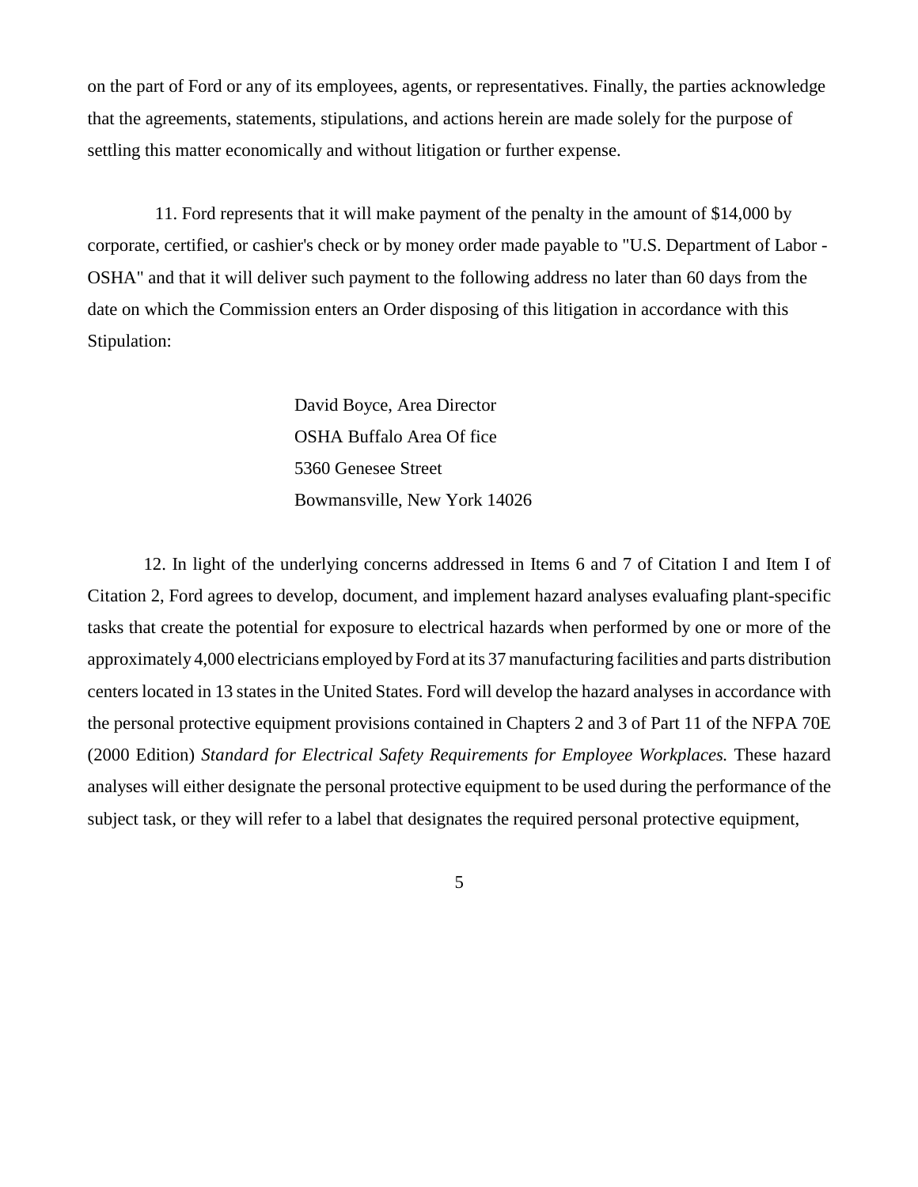on the part of Ford or any of its employees, agents, or representatives. Finally, the parties acknowledge that the agreements, statements, stipulations, and actions herein are made solely for the purpose of settling this matter economically and without litigation or further expense.

11. Ford represents that it will make payment of the penalty in the amount of $14,000 by corporate, certified, or cashier's check or by money order made payable to "U.S. Department of Labor - OSHA" and that it will deliver such payment to the following address no later than 60 days from the date on which the Commission enters an Order disposing of this litigation in accordance with this Stipulation:

David Boyce, Area Director
OSHA Buffalo Area Of fice
5360 Genesee Street
Bowmansville, New York 14026

12. In light of the underlying concerns addressed in Items 6 and 7 of Citation I and Item I of Citation 2, Ford agrees to develop, document, and implement hazard analyses evaluafing plant-specific tasks that create the potential for exposure to electrical hazards when performed by one or more of the approximately 4,000 electricians employed by Ford at its 37 manufacturing facilities and parts distribution centers located in 13 states in the United States. Ford will develop the hazard analyses in accordance with the personal protective equipment provisions contained in Chapters 2 and 3 of Part 11 of the NFPA 70E (2000 Edition) *Standard for Electrical Safety Requirements for Employee Workplaces.* These hazard analyses will either designate the personal protective equipment to be used during the performance of the subject task, or they will refer to a label that designates the required personal protective equipment,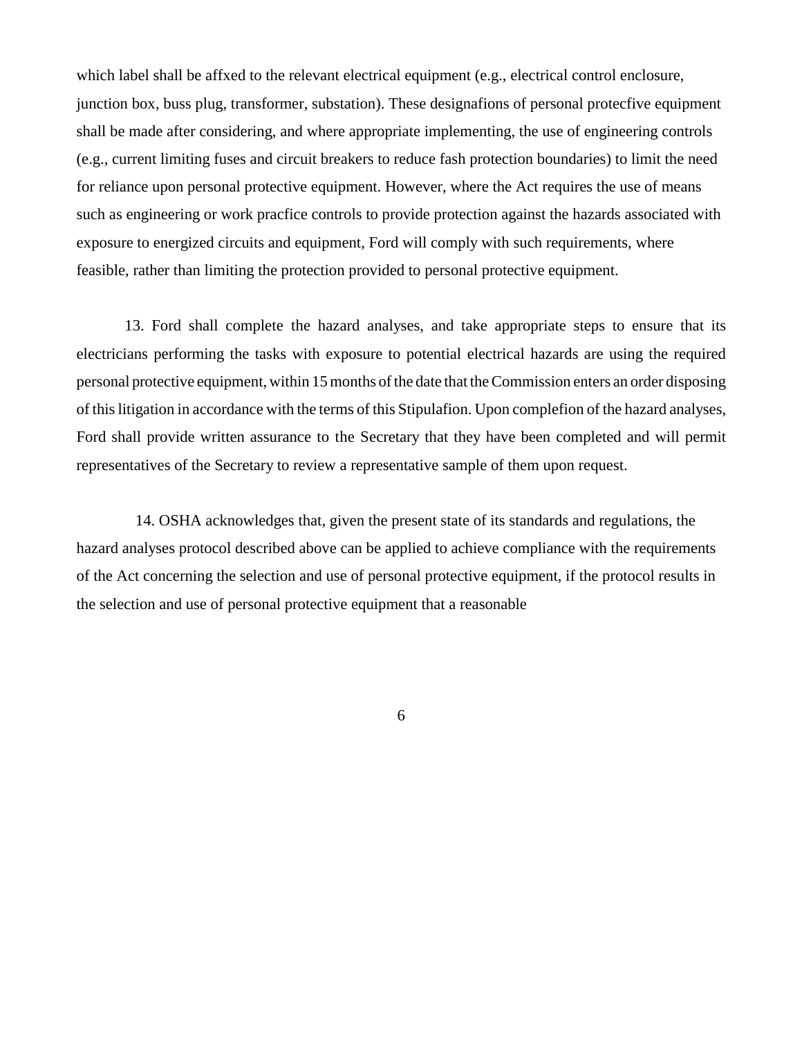which label shall be affxed to the relevant electrical equipment (e.g., electrical control enclosure, junction box, buss plug, transformer, substation). These designafions of personal protecfive equipment shall be made after considering, and where appropriate implementing, the use of engineering controls (e.g., current limiting fuses and circuit breakers to reduce fash protection boundaries) to limit the need for reliance upon personal protective equipment. However, where the Act requires the use of means such as engineering or work pracfice controls to provide protection against the hazards associated with exposure to energized circuits and equipment, Ford will comply with such requirements, where feasible, rather than limiting the protection provided to personal protective equipment.

13. Ford shall complete the hazard analyses, and take appropriate steps to ensure that its electricians performing the tasks with exposure to potential electrical hazards are using the required personal protective equipment, within 15 months of the date that the Commission enters an order disposing of this litigation in accordance with the terms of this Stipulafion. Upon complefion of the hazard analyses, Ford shall provide written assurance to the Secretary that they have been completed and will permit representatives of the Secretary to review a representative sample of them upon request.

14. OSHA acknowledges that, given the present state of its standards and regulations, the hazard analyses protocol described above can be applied to achieve compliance with the requirements of the Act concerning the selection and use of personal protective equipment, if the protocol results in the selection and use of personal protective equipment that a reasonable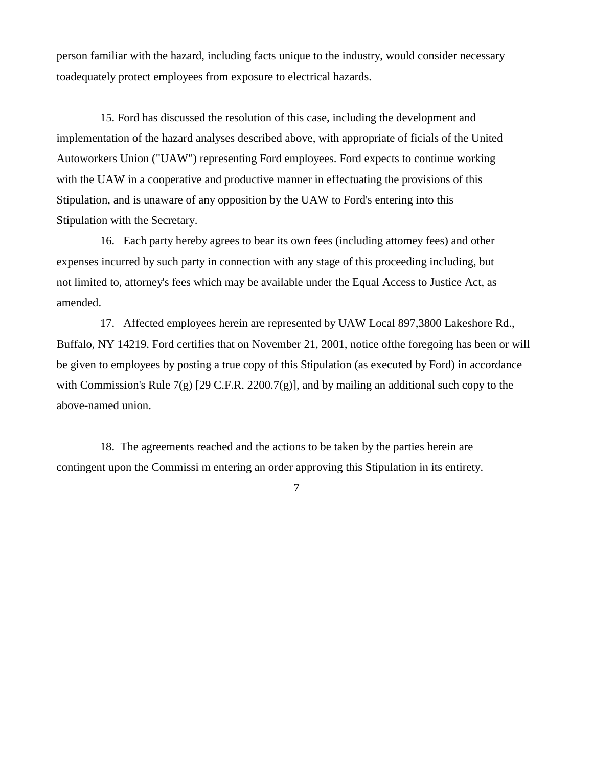person familiar with the hazard, including facts unique to the industry, would consider necessary toadequately protect employees from exposure to electrical hazards.

15. Ford has discussed the resolution of this case, including the development and implementation of the hazard analyses described above, with appropriate of ficials of the United Autoworkers Union ("UAW") representing Ford employees. Ford expects to continue working with the UAW in a cooperative and productive manner in effectuating the provisions of this Stipulation, and is unaware of any opposition by the UAW to Ford's entering into this Stipulation with the Secretary.

16. Each party hereby agrees to bear its own fees (including attomey fees) and other expenses incurred by such party in connection with any stage of this proceeding including, but not limited to, attorney's fees which may be available under the Equal Access to Justice Act, as amended.

17. Affected employees herein are represented by UAW Local 897,3800 Lakeshore Rd., Buffalo, NY 14219. Ford certifies that on November 21, 2001, notice ofthe foregoing has been or will be given to employees by posting a true copy of this Stipulation (as executed by Ford) in accordance with Commission's Rule 7(g) [29 C.F.R. 2200.7(g)], and by mailing an additional such copy to the above-named union.

18. The agreements reached and the actions to be taken by the parties herein are contingent upon the Commissi m entering an order approving this Stipulation in its entirety.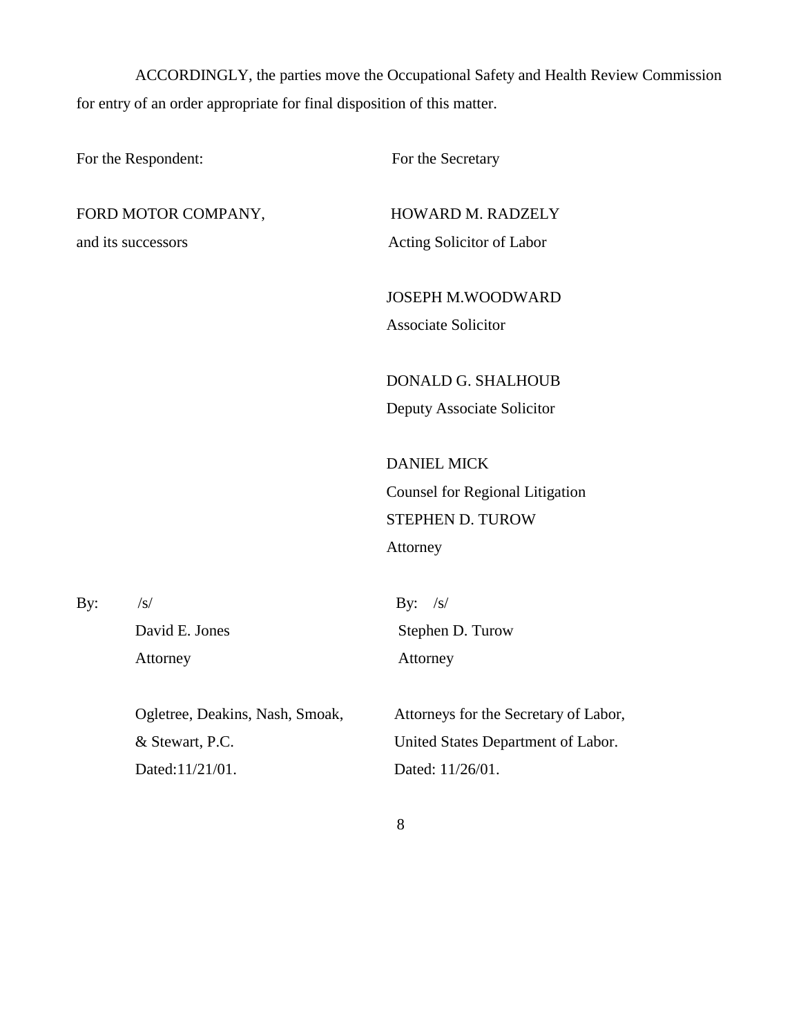ACCORDINGLY, the parties move the Occupational Safety and Health Review Commission for entry of an order appropriate for final disposition of this matter.

For the Respondent:

FORD MOTOR COMPANY,
and its successors

By: /s/
David E. Jones
Attorney

Ogletree, Deakins, Nash, Smoak, & Stewart, P.C.
Dated:11/21/01.

For the Secretary

HOWARD M. RADZELY
Acting Solicitor of Labor

JOSEPH M.WOODWARD
Associate Solicitor

DONALD G. SHALHOUB
Deputy Associate Solicitor

DANIEL MICK
Counsel for Regional Litigation
STEPHEN D. TUROW
Attorney

By: /s/
Stephen D. Turow
Attorney

Attorneys for the Secretary of Labor,
United States Department of Labor.
Dated: 11/26/01.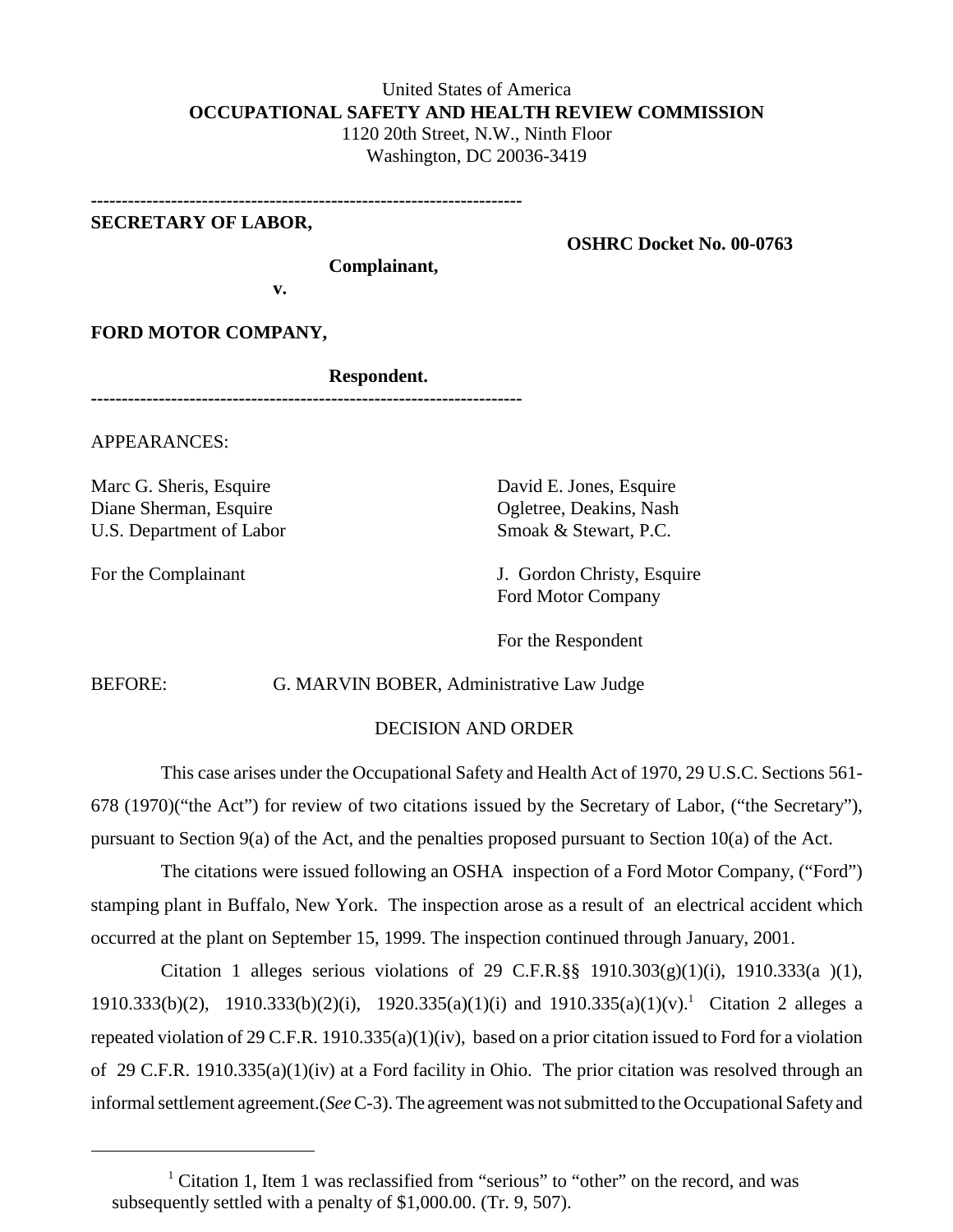United States of America

**OCCUPATIONAL SAFETY AND HEALTH REVIEW COMMISSION**

1120 20th Street, N.W., Ninth Floor

Washington, DC 20036-3419

---

**SECRETARY OF LABOR,**

**Complainant,**

**v.**

**OSHRC Docket No. 00-0763**

**FORD MOTOR COMPANY,**

**Respondent.**

---

APPEARANCES:

Marc G. Sheris, Esquire
Diane Sherman, Esquire
U.S. Department of Labor

For the Complainant

David E. Jones, Esquire
Ogletree, Deakins, Nash
Smoak & Stewart, P.C.

J. Gordon Christy, Esquire
Ford Motor Company

For the Respondent

BEFORE: G. MARVIN BOBER, Administrative Law Judge

DECISION AND ORDER

This case arises under the Occupational Safety and Health Act of 1970, 29 U.S.C. Sections 561-678 (1970)("the Act") for review of two citations issued by the Secretary of Labor, ("the Secretary"), pursuant to Section 9(a) of the Act, and the penalties proposed pursuant to Section 10(a) of the Act.

The citations were issued following an OSHA inspection of a Ford Motor Company, ("Ford") stamping plant in Buffalo, New York. The inspection arose as a result of an electrical accident which occurred at the plant on September 15, 1999. The inspection continued through January, 2001.

Citation 1 alleges serious violations of 29 C.F.R.§§ 1910.303(g)(1)(i), 1910.333(a )(1), 1910.333(b)(2), 1910.333(b)(2)(i), 1920.335(a)(1)(i) and 1910.335(a)(1)(v).[1] Citation 2 alleges a repeated violation of 29 C.F.R. 1910.335(a)(1)(iv), based on a prior citation issued to Ford for a violation of 29 C.F.R. 1910.335(a)(1)(iv) at a Ford facility in Ohio. The prior citation was resolved through an informal settlement agreement.(*See* C-3). The agreement was not submitted to the Occupational Safety and

[1] Citation 1, Item 1 was reclassified from "serious" to "other" on the record, and was subsequently settled with a penalty of $1,000.00. (Tr. 9, 507).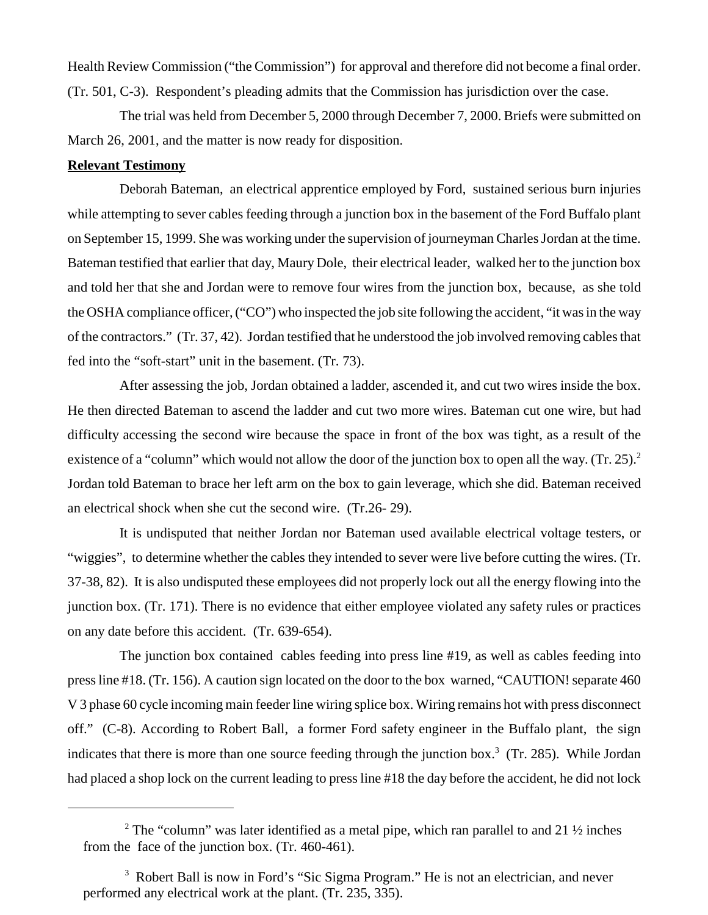Health Review Commission ("the Commission") for approval and therefore did not become a final order. (Tr. 501, C-3). Respondent's pleading admits that the Commission has jurisdiction over the case.

The trial was held from December 5, 2000 through December 7, 2000. Briefs were submitted on March 26, 2001, and the matter is now ready for disposition.

**Relevant Testimony**

Deborah Bateman, an electrical apprentice employed by Ford, sustained serious burn injuries while attempting to sever cables feeding through a junction box in the basement of the Ford Buffalo plant on September 15, 1999. She was working under the supervision of journeyman Charles Jordan at the time. Bateman testified that earlier that day, Maury Dole, their electrical leader, walked her to the junction box and told her that she and Jordan were to remove four wires from the junction box, because, as she told the OSHA compliance officer, ("CO") who inspected the job site following the accident, "it was in the way of the contractors." (Tr. 37, 42). Jordan testified that he understood the job involved removing cables that fed into the "soft-start" unit in the basement. (Tr. 73).

After assessing the job, Jordan obtained a ladder, ascended it, and cut two wires inside the box. He then directed Bateman to ascend the ladder and cut two more wires. Bateman cut one wire, but had difficulty accessing the second wire because the space in front of the box was tight, as a result of the existence of a "column" which would not allow the door of the junction box to open all the way. (Tr. 25).[2] Jordan told Bateman to brace her left arm on the box to gain leverage, which she did. Bateman received an electrical shock when she cut the second wire. (Tr.26- 29).

It is undisputed that neither Jordan nor Bateman used available electrical voltage testers, or "wiggies", to determine whether the cables they intended to sever were live before cutting the wires. (Tr. 37-38, 82). It is also undisputed these employees did not properly lock out all the energy flowing into the junction box. (Tr. 171). There is no evidence that either employee violated any safety rules or practices on any date before this accident. (Tr. 639-654).

The junction box contained cables feeding into press line #19, as well as cables feeding into press line #18. (Tr. 156). A caution sign located on the door to the box warned, "CAUTION! separate 460 V 3 phase 60 cycle incoming main feeder line wiring splice box. Wiring remains hot with press disconnect off." (C-8). According to Robert Ball, a former Ford safety engineer in the Buffalo plant, the sign indicates that there is more than one source feeding through the junction box.[3] (Tr. 285). While Jordan had placed a shop lock on the current leading to press line #18 the day before the accident, he did not lock

---

[2] The "column" was later identified as a metal pipe, which ran parallel to and 21 ½ inches from the face of the junction box. (Tr. 460-461).

[3] Robert Ball is now in Ford's "Sic Sigma Program." He is not an electrician, and never performed any electrical work at the plant. (Tr. 235, 335).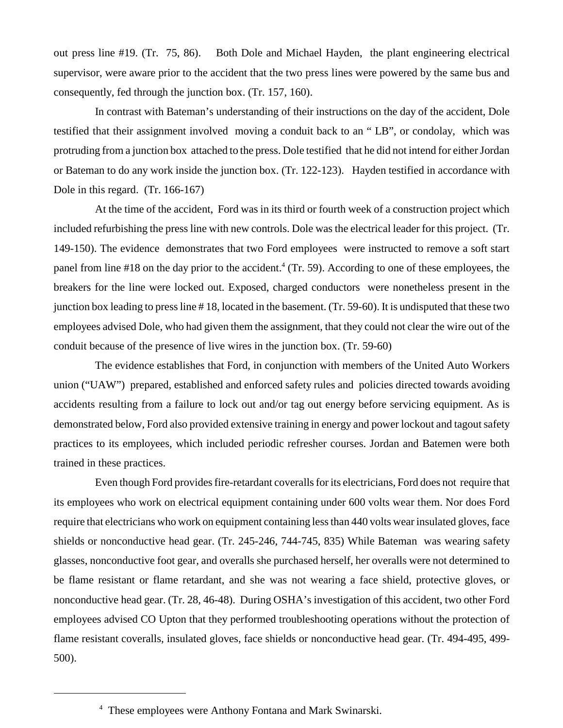out press line #19. (Tr. 75, 86). Both Dole and Michael Hayden, the plant engineering electrical supervisor, were aware prior to the accident that the two press lines were powered by the same bus and consequently, fed through the junction box. (Tr. 157, 160).

In contrast with Bateman's understanding of their instructions on the day of the accident, Dole testified that their assignment involved moving a conduit back to an " LB", or condolay, which was protruding from a junction box attached to the press. Dole testified that he did not intend for either Jordan or Bateman to do any work inside the junction box. (Tr. 122-123). Hayden testified in accordance with Dole in this regard. (Tr. 166-167)

At the time of the accident, Ford was in its third or fourth week of a construction project which included refurbishing the press line with new controls. Dole was the electrical leader for this project. (Tr. 149-150). The evidence demonstrates that two Ford employees were instructed to remove a soft start panel from line #18 on the day prior to the accident.[4] (Tr. 59). According to one of these employees, the breakers for the line were locked out. Exposed, charged conductors were nonetheless present in the junction box leading to press line # 18, located in the basement. (Tr. 59-60). It is undisputed that these two employees advised Dole, who had given them the assignment, that they could not clear the wire out of the conduit because of the presence of live wires in the junction box. (Tr. 59-60)

The evidence establishes that Ford, in conjunction with members of the United Auto Workers union ("UAW") prepared, established and enforced safety rules and policies directed towards avoiding accidents resulting from a failure to lock out and/or tag out energy before servicing equipment. As is demonstrated below, Ford also provided extensive training in energy and power lockout and tagout safety practices to its employees, which included periodic refresher courses. Jordan and Batemen were both trained in these practices.

Even though Ford provides fire-retardant coveralls for its electricians, Ford does not require that its employees who work on electrical equipment containing under 600 volts wear them. Nor does Ford require that electricians who work on equipment containing less than 440 volts wear insulated gloves, face shields or nonconductive head gear. (Tr. 245-246, 744-745, 835) While Bateman was wearing safety glasses, nonconductive foot gear, and overalls she purchased herself, her overalls were not determined to be flame resistant or flame retardant, and she was not wearing a face shield, protective gloves, or nonconductive head gear. (Tr. 28, 46-48). During OSHA's investigation of this accident, two other Ford employees advised CO Upton that they performed troubleshooting operations without the protection of flame resistant coveralls, insulated gloves, face shields or nonconductive head gear. (Tr. 494-495, 499-500).

---

[4] These employees were Anthony Fontana and Mark Swinarski.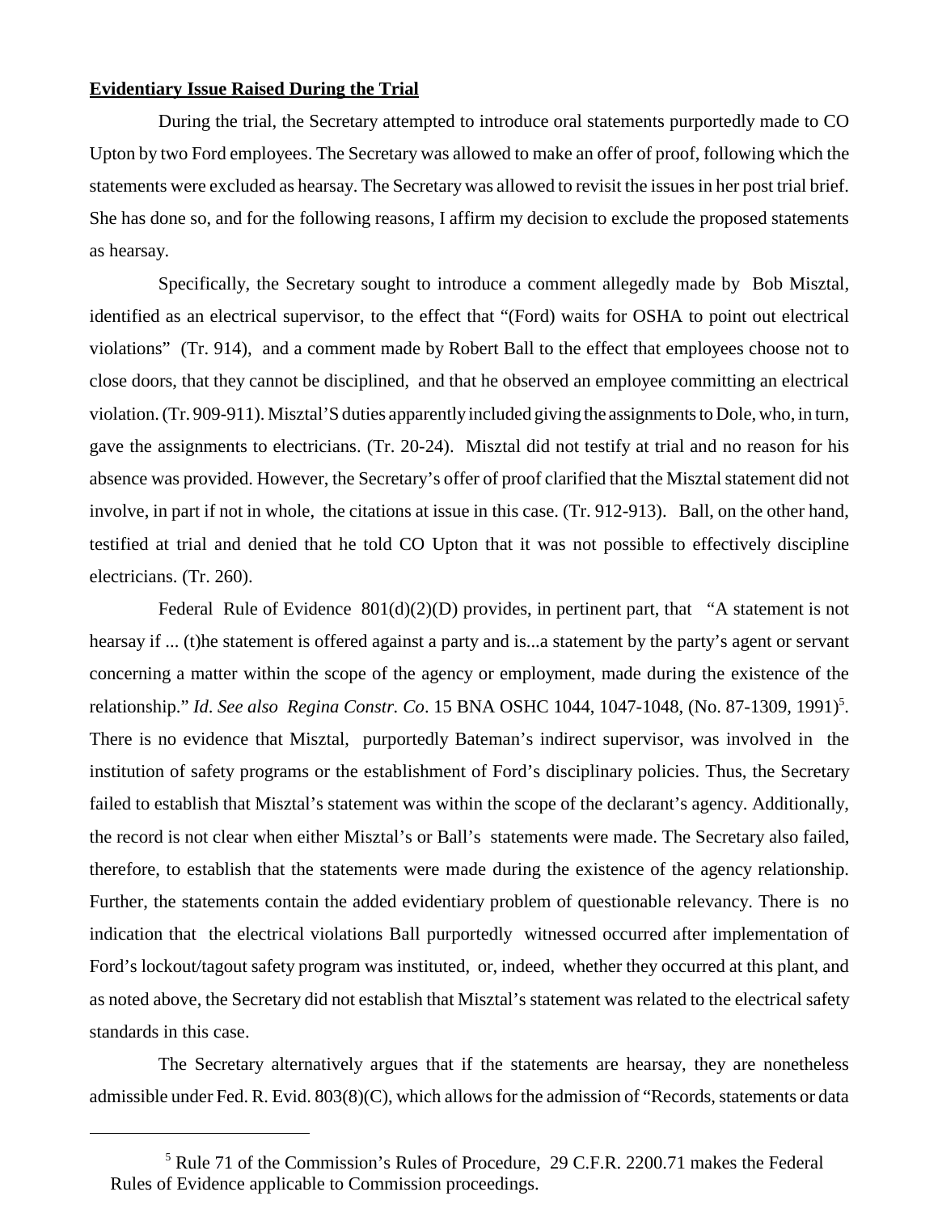**Evidentiary Issue Raised During the Trial**

During the trial, the Secretary attempted to introduce oral statements purportedly made to CO Upton by two Ford employees. The Secretary was allowed to make an offer of proof, following which the statements were excluded as hearsay. The Secretary was allowed to revisit the issues in her post trial brief. She has done so, and for the following reasons, I affirm my decision to exclude the proposed statements as hearsay.

Specifically, the Secretary sought to introduce a comment allegedly made by Bob Misztal, identified as an electrical supervisor, to the effect that "(Ford) waits for OSHA to point out electrical violations" (Tr. 914), and a comment made by Robert Ball to the effect that employees choose not to close doors, that they cannot be disciplined, and that he observed an employee committing an electrical violation. (Tr. 909-911). Misztal'S duties apparently included giving the assignments to Dole, who, in turn, gave the assignments to electricians. (Tr. 20-24). Misztal did not testify at trial and no reason for his absence was provided. However, the Secretary's offer of proof clarified that the Misztal statement did not involve, in part if not in whole, the citations at issue in this case. (Tr. 912-913). Ball, on the other hand, testified at trial and denied that he told CO Upton that it was not possible to effectively discipline electricians. (Tr. 260).

Federal Rule of Evidence 801(d)(2)(D) provides, in pertinent part, that "A statement is not hearsay if ... (t)he statement is offered against a party and is...a statement by the party's agent or servant concerning a matter within the scope of the agency or employment, made during the existence of the relationship." *Id*. *See also Regina Constr. Co*. 15 BNA OSHC 1044, 1047-1048, (No. 87-1309, 1991)[5]. There is no evidence that Misztal, purportedly Bateman's indirect supervisor, was involved in the institution of safety programs or the establishment of Ford's disciplinary policies. Thus, the Secretary failed to establish that Misztal's statement was within the scope of the declarant's agency. Additionally, the record is not clear when either Misztal's or Ball's statements were made. The Secretary also failed, therefore, to establish that the statements were made during the existence of the agency relationship. Further, the statements contain the added evidentiary problem of questionable relevancy. There is no indication that the electrical violations Ball purportedly witnessed occurred after implementation of Ford's lockout/tagout safety program was instituted, or, indeed, whether they occurred at this plant, and as noted above, the Secretary did not establish that Misztal's statement was related to the electrical safety standards in this case.

The Secretary alternatively argues that if the statements are hearsay, they are nonetheless admissible under Fed. R. Evid. 803(8)(C), which allows for the admission of "Records, statements or data

[5] Rule 71 of the Commission's Rules of Procedure, 29 C.F.R. 2200.71 makes the Federal Rules of Evidence applicable to Commission proceedings.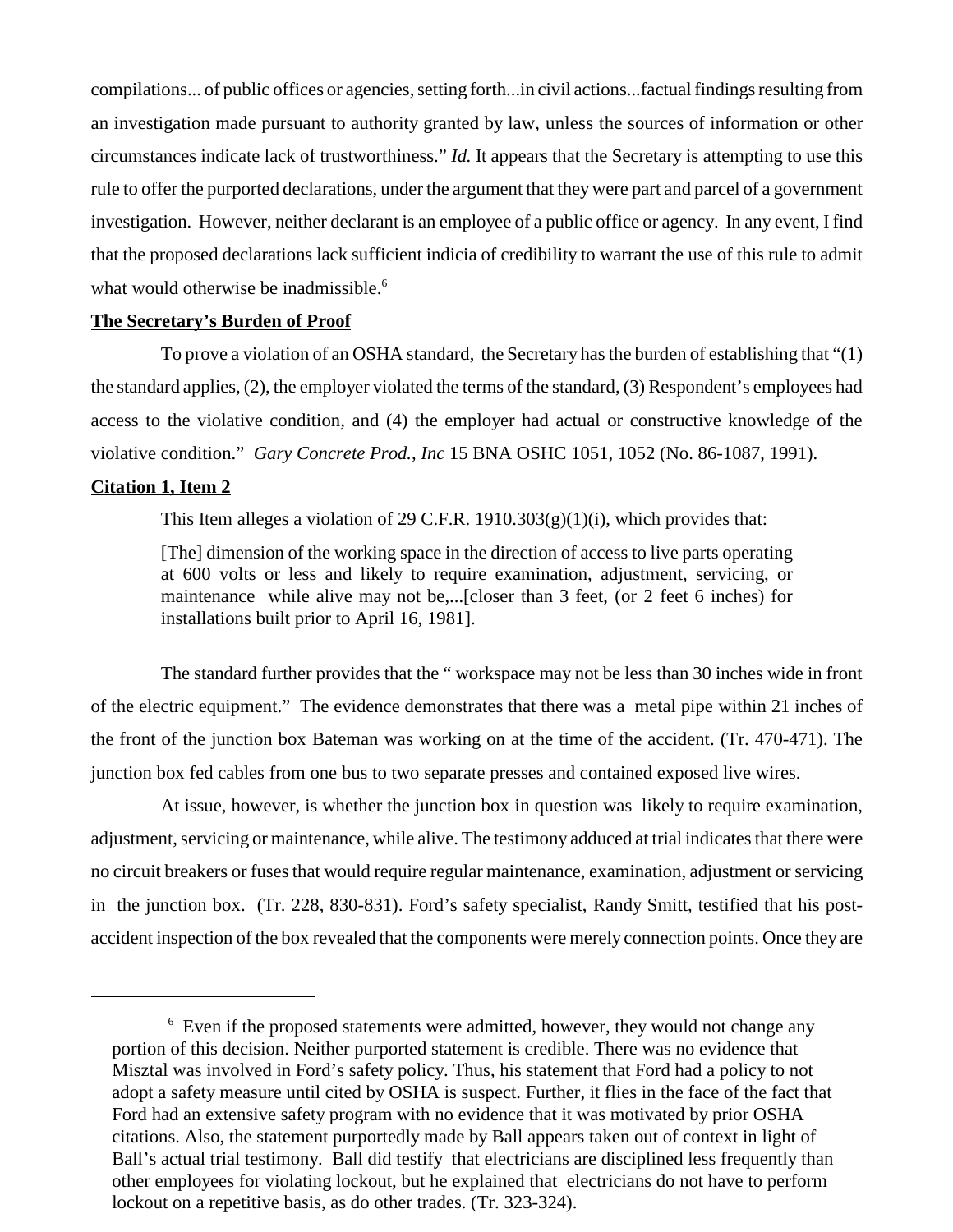compilations... of public offices or agencies, setting forth...in civil actions...factual findings resulting from an investigation made pursuant to authority granted by law, unless the sources of information or other circumstances indicate lack of trustworthiness." *Id.* It appears that the Secretary is attempting to use this rule to offer the purported declarations, under the argument that they were part and parcel of a government investigation. However, neither declarant is an employee of a public office or agency. In any event, I find that the proposed declarations lack sufficient indicia of credibility to warrant the use of this rule to admit what would otherwise be inadmissible.[6]

**The Secretary's Burden of Proof**

To prove a violation of an OSHA standard, the Secretary has the burden of establishing that "(1) the standard applies, (2), the employer violated the terms of the standard, (3) Respondent's employees had access to the violative condition, and (4) the employer had actual or constructive knowledge of the violative condition." *Gary Concrete Prod., Inc* 15 BNA OSHC 1051, 1052 (No. 86-1087, 1991).

**Citation 1, Item 2**

This Item alleges a violation of 29 C.F.R. 1910.303(g)(1)(i), which provides that:

> [The] dimension of the working space in the direction of access to live parts operating at 600 volts or less and likely to require examination, adjustment, servicing, or maintenance while alive may not be,...[closer than 3 feet, (or 2 feet 6 inches) for installations built prior to April 16, 1981].

The standard further provides that the " workspace may not be less than 30 inches wide in front of the electric equipment." The evidence demonstrates that there was a metal pipe within 21 inches of the front of the junction box Bateman was working on at the time of the accident. (Tr. 470-471). The junction box fed cables from one bus to two separate presses and contained exposed live wires.

At issue, however, is whether the junction box in question was likely to require examination, adjustment, servicing or maintenance, while alive. The testimony adduced at trial indicates that there were no circuit breakers or fuses that would require regular maintenance, examination, adjustment or servicing in the junction box. (Tr. 228, 830-831). Ford's safety specialist, Randy Smitt, testified that his post-accident inspection of the box revealed that the components were merely connection points. Once they are

---

[6] Even if the proposed statements were admitted, however, they would not change any portion of this decision. Neither purported statement is credible. There was no evidence that Misztal was involved in Ford's safety policy. Thus, his statement that Ford had a policy to not adopt a safety measure until cited by OSHA is suspect. Further, it flies in the face of the fact that Ford had an extensive safety program with no evidence that it was motivated by prior OSHA citations. Also, the statement purportedly made by Ball appears taken out of context in light of Ball's actual trial testimony. Ball did testify that electricians are disciplined less frequently than other employees for violating lockout, but he explained that electricians do not have to perform lockout on a repetitive basis, as do other trades. (Tr. 323-324).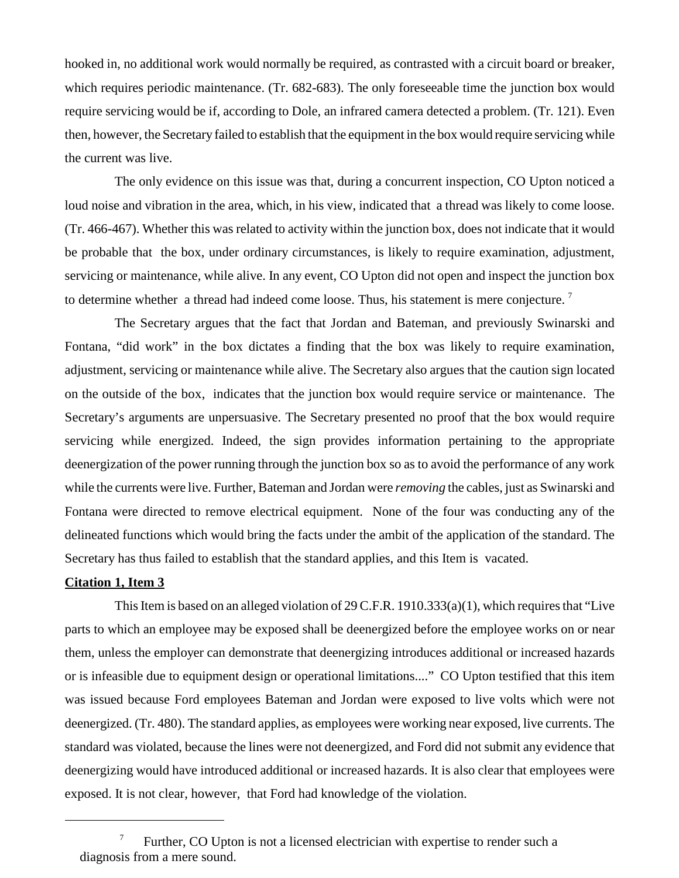hooked in, no additional work would normally be required, as contrasted with a circuit board or breaker, which requires periodic maintenance. (Tr. 682-683). The only foreseeable time the junction box would require servicing would be if, according to Dole, an infrared camera detected a problem. (Tr. 121). Even then, however, the Secretary failed to establish that the equipment in the box would require servicing while the current was live.

The only evidence on this issue was that, during a concurrent inspection, CO Upton noticed a loud noise and vibration in the area, which, in his view, indicated that a thread was likely to come loose. (Tr. 466-467). Whether this was related to activity within the junction box, does not indicate that it would be probable that the box, under ordinary circumstances, is likely to require examination, adjustment, servicing or maintenance, while alive. In any event, CO Upton did not open and inspect the junction box to determine whether a thread had indeed come loose. Thus, his statement is mere conjecture. [7]

The Secretary argues that the fact that Jordan and Bateman, and previously Swinarski and Fontana, "did work" in the box dictates a finding that the box was likely to require examination, adjustment, servicing or maintenance while alive. The Secretary also argues that the caution sign located on the outside of the box, indicates that the junction box would require service or maintenance. The Secretary's arguments are unpersuasive. The Secretary presented no proof that the box would require servicing while energized. Indeed, the sign provides information pertaining to the appropriate deenergization of the power running through the junction box so as to avoid the performance of any work while the currents were live. Further, Bateman and Jordan were *removing* the cables, just as Swinarski and Fontana were directed to remove electrical equipment. None of the four was conducting any of the delineated functions which would bring the facts under the ambit of the application of the standard. The Secretary has thus failed to establish that the standard applies, and this Item is vacated.

**Citation 1, Item 3**

This Item is based on an alleged violation of 29 C.F.R. 1910.333(a)(1), which requires that "Live parts to which an employee may be exposed shall be deenergized before the employee works on or near them, unless the employer can demonstrate that deenergizing introduces additional or increased hazards or is infeasible due to equipment design or operational limitations...." CO Upton testified that this item was issued because Ford employees Bateman and Jordan were exposed to live volts which were not deenergized. (Tr. 480). The standard applies, as employees were working near exposed, live currents. The standard was violated, because the lines were not deenergized, and Ford did not submit any evidence that deenergizing would have introduced additional or increased hazards. It is also clear that employees were exposed. It is not clear, however, that Ford had knowledge of the violation.

---

[7] Further, CO Upton is not a licensed electrician with expertise to render such a diagnosis from a mere sound.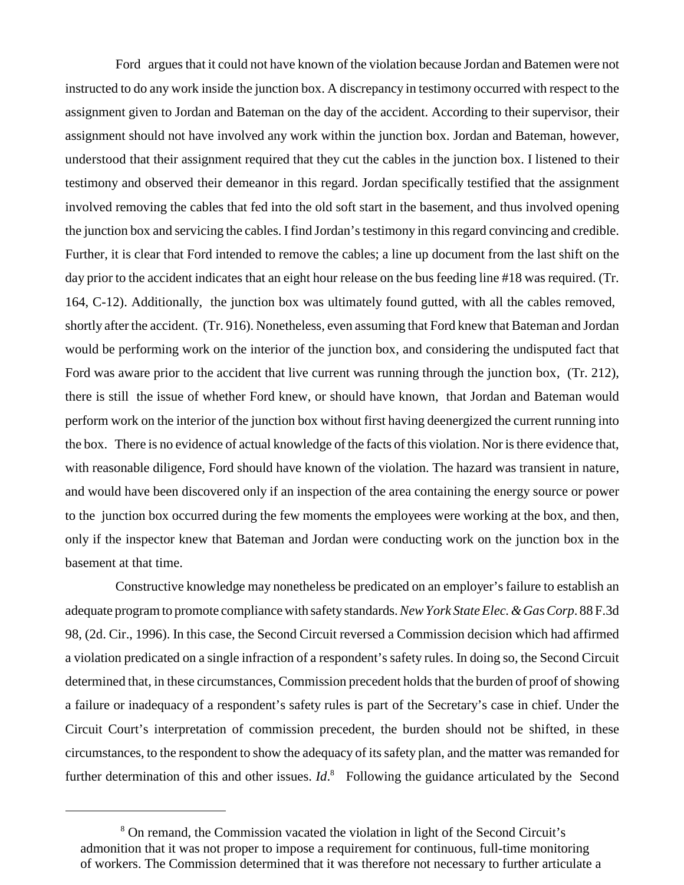Ford argues that it could not have known of the violation because Jordan and Batemen were not instructed to do any work inside the junction box. A discrepancy in testimony occurred with respect to the assignment given to Jordan and Bateman on the day of the accident. According to their supervisor, their assignment should not have involved any work within the junction box. Jordan and Bateman, however, understood that their assignment required that they cut the cables in the junction box. I listened to their testimony and observed their demeanor in this regard. Jordan specifically testified that the assignment involved removing the cables that fed into the old soft start in the basement, and thus involved opening the junction box and servicing the cables. I find Jordan's testimony in this regard convincing and credible. Further, it is clear that Ford intended to remove the cables; a line up document from the last shift on the day prior to the accident indicates that an eight hour release on the bus feeding line #18 was required. (Tr. 164, C-12). Additionally, the junction box was ultimately found gutted, with all the cables removed, shortly after the accident. (Tr. 916). Nonetheless, even assuming that Ford knew that Bateman and Jordan would be performing work on the interior of the junction box, and considering the undisputed fact that Ford was aware prior to the accident that live current was running through the junction box, (Tr. 212), there is still the issue of whether Ford knew, or should have known, that Jordan and Bateman would perform work on the interior of the junction box without first having deenergized the current running into the box. There is no evidence of actual knowledge of the facts of this violation. Nor is there evidence that, with reasonable diligence, Ford should have known of the violation. The hazard was transient in nature, and would have been discovered only if an inspection of the area containing the energy source or power to the junction box occurred during the few moments the employees were working at the box, and then, only if the inspector knew that Bateman and Jordan were conducting work on the junction box in the basement at that time.

Constructive knowledge may nonetheless be predicated on an employer's failure to establish an adequate program to promote compliance with safety standards. *New York State Elec. & Gas Corp*. 88 F.3d 98, (2d. Cir., 1996). In this case, the Second Circuit reversed a Commission decision which had affirmed a violation predicated on a single infraction of a respondent's safety rules. In doing so, the Second Circuit determined that, in these circumstances, Commission precedent holds that the burden of proof of showing a failure or inadequacy of a respondent's safety rules is part of the Secretary's case in chief. Under the Circuit Court's interpretation of commission precedent, the burden should not be shifted, in these circumstances, to the respondent to show the adequacy of its safety plan, and the matter was remanded for further determination of this and other issues. *Id*.[8] Following the guidance articulated by the Second

[8] On remand, the Commission vacated the violation in light of the Second Circuit's admonition that it was not proper to impose a requirement for continuous, full-time monitoring of workers. The Commission determined that it was therefore not necessary to further articulate a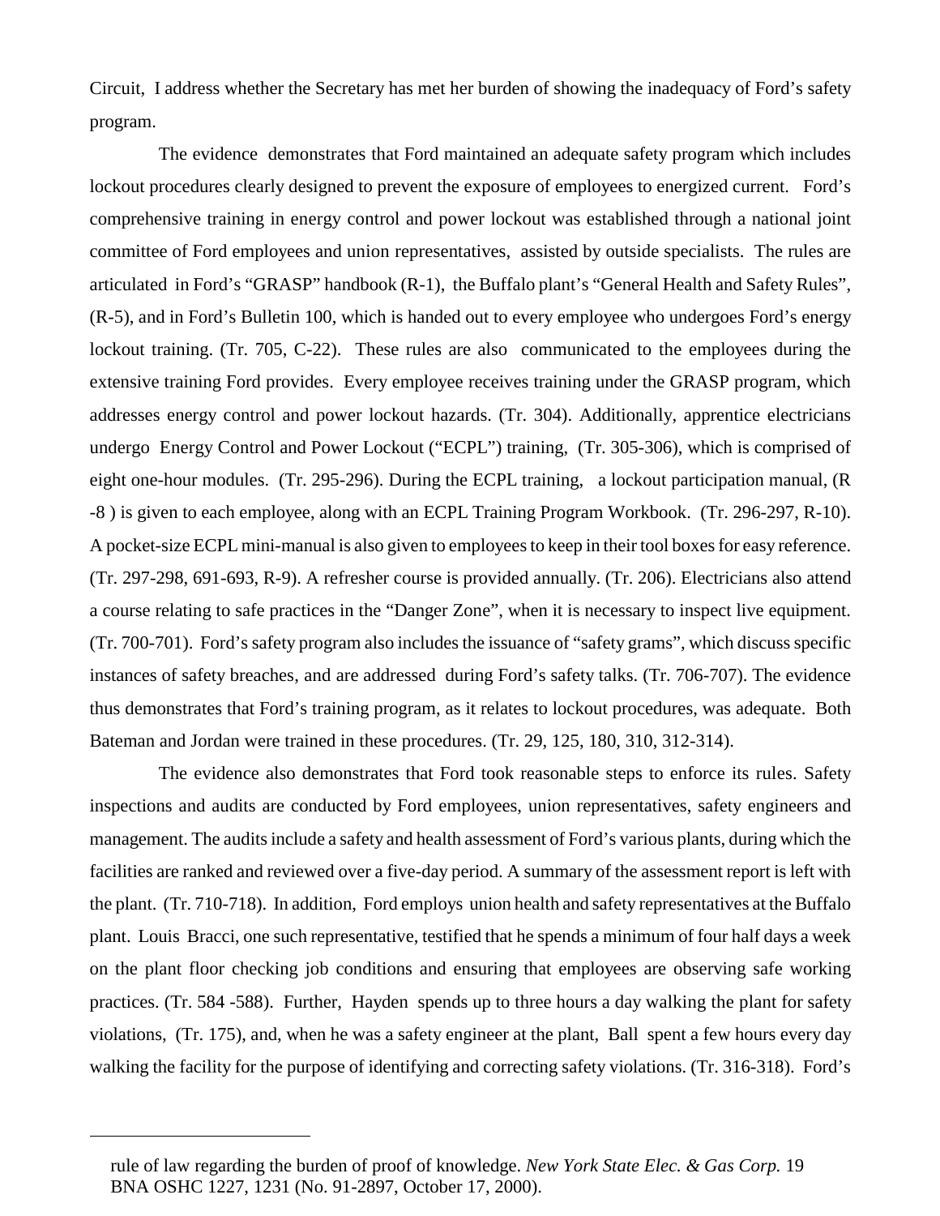Circuit, I address whether the Secretary has met her burden of showing the inadequacy of Ford's safety program.

The evidence demonstrates that Ford maintained an adequate safety program which includes lockout procedures clearly designed to prevent the exposure of employees to energized current. Ford's comprehensive training in energy control and power lockout was established through a national joint committee of Ford employees and union representatives, assisted by outside specialists. The rules are articulated in Ford's "GRASP" handbook (R-1), the Buffalo plant's "General Health and Safety Rules", (R-5), and in Ford's Bulletin 100, which is handed out to every employee who undergoes Ford's energy lockout training. (Tr. 705, C-22). These rules are also communicated to the employees during the extensive training Ford provides. Every employee receives training under the GRASP program, which addresses energy control and power lockout hazards. (Tr. 304). Additionally, apprentice electricians undergo Energy Control and Power Lockout ("ECPL") training, (Tr. 305-306), which is comprised of eight one-hour modules. (Tr. 295-296). During the ECPL training, a lockout participation manual, (R -8 ) is given to each employee, along with an ECPL Training Program Workbook. (Tr. 296-297, R-10). A pocket-size ECPL mini-manual is also given to employees to keep in their tool boxes for easy reference. (Tr. 297-298, 691-693, R-9). A refresher course is provided annually. (Tr. 206). Electricians also attend a course relating to safe practices in the "Danger Zone", when it is necessary to inspect live equipment. (Tr. 700-701). Ford's safety program also includes the issuance of "safety grams", which discuss specific instances of safety breaches, and are addressed during Ford's safety talks. (Tr. 706-707). The evidence thus demonstrates that Ford's training program, as it relates to lockout procedures, was adequate. Both Bateman and Jordan were trained in these procedures. (Tr. 29, 125, 180, 310, 312-314).

The evidence also demonstrates that Ford took reasonable steps to enforce its rules. Safety inspections and audits are conducted by Ford employees, union representatives, safety engineers and management. The audits include a safety and health assessment of Ford's various plants, during which the facilities are ranked and reviewed over a five-day period. A summary of the assessment report is left with the plant. (Tr. 710-718). In addition, Ford employs union health and safety representatives at the Buffalo plant. Louis Bracci, one such representative, testified that he spends a minimum of four half days a week on the plant floor checking job conditions and ensuring that employees are observing safe working practices. (Tr. 584 -588). Further, Hayden spends up to three hours a day walking the plant for safety violations, (Tr. 175), and, when he was a safety engineer at the plant, Ball spent a few hours every day walking the facility for the purpose of identifying and correcting safety violations. (Tr. 316-318). Ford's

---

rule of law regarding the burden of proof of knowledge. *New York State Elec. & Gas Corp.* 19 BNA OSHC 1227, 1231 (No. 91-2897, October 17, 2000).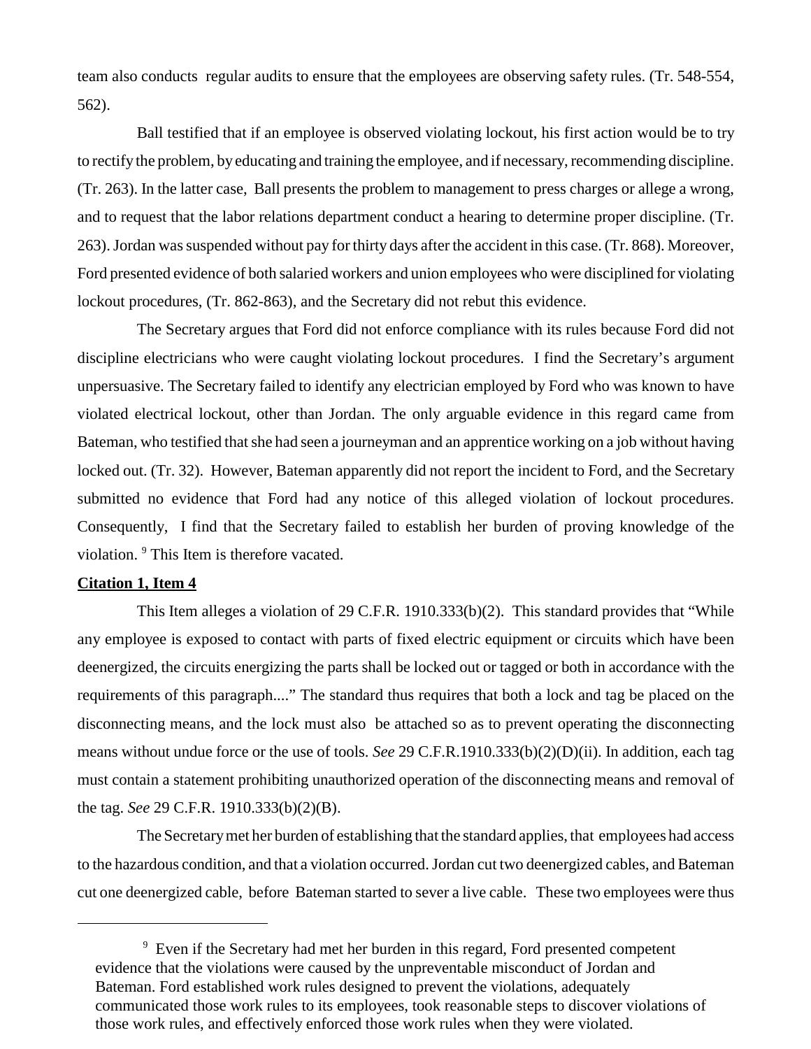team also conducts regular audits to ensure that the employees are observing safety rules. (Tr. 548-554, 562).

Ball testified that if an employee is observed violating lockout, his first action would be to try to rectify the problem, by educating and training the employee, and if necessary, recommending discipline. (Tr. 263). In the latter case, Ball presents the problem to management to press charges or allege a wrong, and to request that the labor relations department conduct a hearing to determine proper discipline. (Tr. 263). Jordan was suspended without pay for thirty days after the accident in this case. (Tr. 868). Moreover, Ford presented evidence of both salaried workers and union employees who were disciplined for violating lockout procedures, (Tr. 862-863), and the Secretary did not rebut this evidence.

The Secretary argues that Ford did not enforce compliance with its rules because Ford did not discipline electricians who were caught violating lockout procedures. I find the Secretary's argument unpersuasive. The Secretary failed to identify any electrician employed by Ford who was known to have violated electrical lockout, other than Jordan. The only arguable evidence in this regard came from Bateman, who testified that she had seen a journeyman and an apprentice working on a job without having locked out. (Tr. 32). However, Bateman apparently did not report the incident to Ford, and the Secretary submitted no evidence that Ford had any notice of this alleged violation of lockout procedures. Consequently, I find that the Secretary failed to establish her burden of proving knowledge of the violation. [9] This Item is therefore vacated.

**Citation 1, Item 4**

This Item alleges a violation of 29 C.F.R. 1910.333(b)(2). This standard provides that "While any employee is exposed to contact with parts of fixed electric equipment or circuits which have been deenergized, the circuits energizing the parts shall be locked out or tagged or both in accordance with the requirements of this paragraph...." The standard thus requires that both a lock and tag be placed on the disconnecting means, and the lock must also be attached so as to prevent operating the disconnecting means without undue force or the use of tools. *See* 29 C.F.R.1910.333(b)(2)(D)(ii). In addition, each tag must contain a statement prohibiting unauthorized operation of the disconnecting means and removal of the tag. *See* 29 C.F.R. 1910.333(b)(2)(B).

The Secretary met her burden of establishing that the standard applies, that employees had access to the hazardous condition, and that a violation occurred. Jordan cut two deenergized cables, and Bateman cut one deenergized cable, before Bateman started to sever a live cable. These two employees were thus

[9] Even if the Secretary had met her burden in this regard, Ford presented competent evidence that the violations were caused by the unpreventable misconduct of Jordan and Bateman. Ford established work rules designed to prevent the violations, adequately communicated those work rules to its employees, took reasonable steps to discover violations of those work rules, and effectively enforced those work rules when they were violated.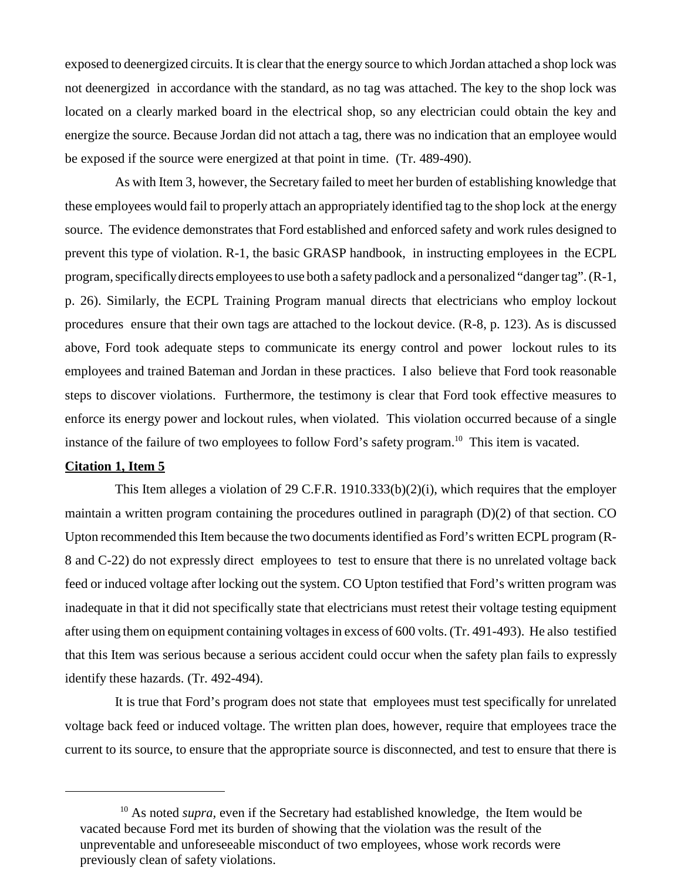exposed to deenergized circuits. It is clear that the energy source to which Jordan attached a shop lock was not deenergized in accordance with the standard, as no tag was attached. The key to the shop lock was located on a clearly marked board in the electrical shop, so any electrician could obtain the key and energize the source. Because Jordan did not attach a tag, there was no indication that an employee would be exposed if the source were energized at that point in time. (Tr. 489-490).

As with Item 3, however, the Secretary failed to meet her burden of establishing knowledge that these employees would fail to properly attach an appropriately identified tag to the shop lock at the energy source. The evidence demonstrates that Ford established and enforced safety and work rules designed to prevent this type of violation. R-1, the basic GRASP handbook, in instructing employees in the ECPL program, specifically directs employees to use both a safety padlock and a personalized "danger tag". (R-1, p. 26). Similarly, the ECPL Training Program manual directs that electricians who employ lockout procedures ensure that their own tags are attached to the lockout device. (R-8, p. 123). As is discussed above, Ford took adequate steps to communicate its energy control and power lockout rules to its employees and trained Bateman and Jordan in these practices. I also believe that Ford took reasonable steps to discover violations. Furthermore, the testimony is clear that Ford took effective measures to enforce its energy power and lockout rules, when violated. This violation occurred because of a single instance of the failure of two employees to follow Ford's safety program.[10] This item is vacated.

**Citation 1, Item 5**

This Item alleges a violation of 29 C.F.R. 1910.333(b)(2)(i), which requires that the employer maintain a written program containing the procedures outlined in paragraph (D)(2) of that section. CO Upton recommended this Item because the two documents identified as Ford's written ECPL program (R-8 and C-22) do not expressly direct employees to test to ensure that there is no unrelated voltage back feed or induced voltage after locking out the system. CO Upton testified that Ford's written program was inadequate in that it did not specifically state that electricians must retest their voltage testing equipment after using them on equipment containing voltages in excess of 600 volts. (Tr. 491-493). He also testified that this Item was serious because a serious accident could occur when the safety plan fails to expressly identify these hazards. (Tr. 492-494).

It is true that Ford's program does not state that employees must test specifically for unrelated voltage back feed or induced voltage. The written plan does, however, require that employees trace the current to its source, to ensure that the appropriate source is disconnected, and test to ensure that there is

---

[10] As noted *supra*, even if the Secretary had established knowledge, the Item would be vacated because Ford met its burden of showing that the violation was the result of the unpreventable and unforeseeable misconduct of two employees, whose work records were previously clean of safety violations.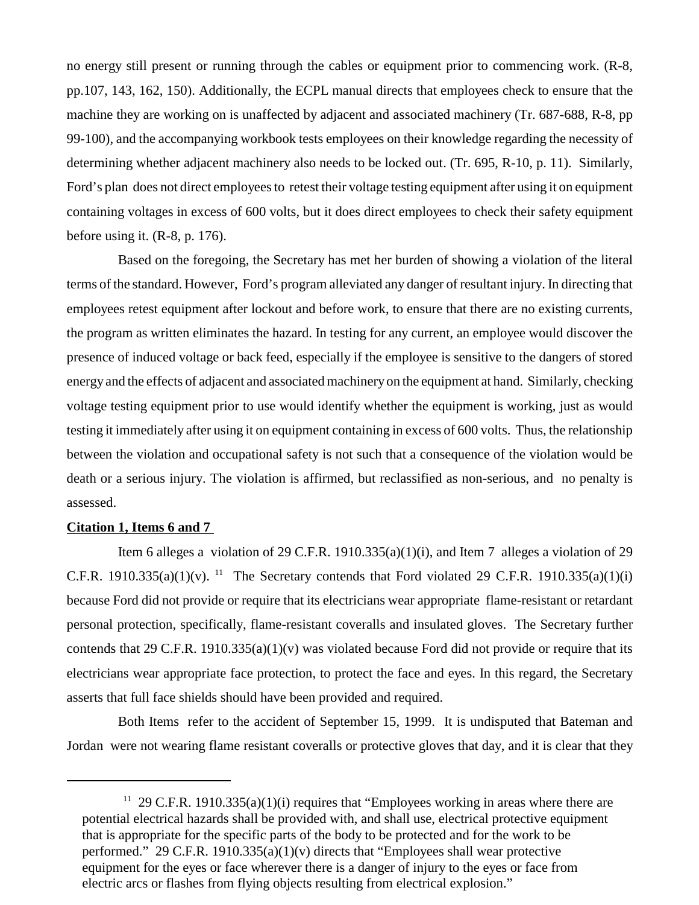no energy still present or running through the cables or equipment prior to commencing work. (R-8, pp.107, 143, 162, 150). Additionally, the ECPL manual directs that employees check to ensure that the machine they are working on is unaffected by adjacent and associated machinery (Tr. 687-688, R-8, pp 99-100), and the accompanying workbook tests employees on their knowledge regarding the necessity of determining whether adjacent machinery also needs to be locked out. (Tr. 695, R-10, p. 11). Similarly, Ford's plan does not direct employees to retest their voltage testing equipment after using it on equipment containing voltages in excess of 600 volts, but it does direct employees to check their safety equipment before using it. (R-8, p. 176).

Based on the foregoing, the Secretary has met her burden of showing a violation of the literal terms of the standard. However, Ford's program alleviated any danger of resultant injury. In directing that employees retest equipment after lockout and before work, to ensure that there are no existing currents, the program as written eliminates the hazard. In testing for any current, an employee would discover the presence of induced voltage or back feed, especially if the employee is sensitive to the dangers of stored energy and the effects of adjacent and associated machinery on the equipment at hand. Similarly, checking voltage testing equipment prior to use would identify whether the equipment is working, just as would testing it immediately after using it on equipment containing in excess of 600 volts. Thus, the relationship between the violation and occupational safety is not such that a consequence of the violation would be death or a serious injury. The violation is affirmed, but reclassified as non-serious, and no penalty is assessed.

**Citation 1, Items 6 and 7**

Item 6 alleges a violation of 29 C.F.R. 1910.335(a)(1)(i), and Item 7 alleges a violation of 29 C.F.R. 1910.335(a)(1)(v). [11] The Secretary contends that Ford violated 29 C.F.R. 1910.335(a)(1)(i) because Ford did not provide or require that its electricians wear appropriate flame-resistant or retardant personal protection, specifically, flame-resistant coveralls and insulated gloves. The Secretary further contends that 29 C.F.R. 1910.335(a)(1)(v) was violated because Ford did not provide or require that its electricians wear appropriate face protection, to protect the face and eyes. In this regard, the Secretary asserts that full face shields should have been provided and required.

Both Items refer to the accident of September 15, 1999. It is undisputed that Bateman and Jordan were not wearing flame resistant coveralls or protective gloves that day, and it is clear that they

---

[11] 29 C.F.R. 1910.335(a)(1)(i) requires that "Employees working in areas where there are potential electrical hazards shall be provided with, and shall use, electrical protective equipment that is appropriate for the specific parts of the body to be protected and for the work to be performed." 29 C.F.R. 1910.335(a)(1)(v) directs that "Employees shall wear protective equipment for the eyes or face wherever there is a danger of injury to the eyes or face from electric arcs or flashes from flying objects resulting from electrical explosion."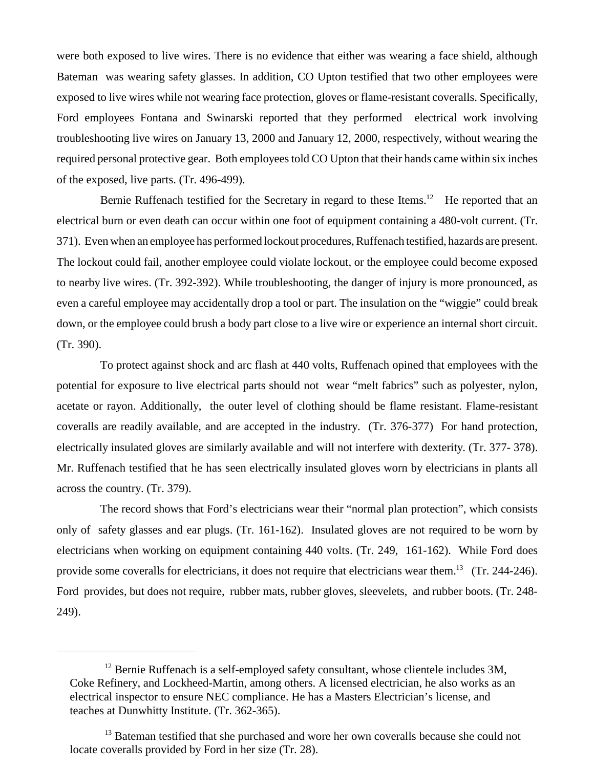were both exposed to live wires. There is no evidence that either was wearing a face shield, although Bateman was wearing safety glasses. In addition, CO Upton testified that two other employees were exposed to live wires while not wearing face protection, gloves or flame-resistant coveralls. Specifically, Ford employees Fontana and Swinarski reported that they performed electrical work involving troubleshooting live wires on January 13, 2000 and January 12, 2000, respectively, without wearing the required personal protective gear. Both employees told CO Upton that their hands came within six inches of the exposed, live parts. (Tr. 496-499).

Bernie Ruffenach testified for the Secretary in regard to these Items.[12] He reported that an electrical burn or even death can occur within one foot of equipment containing a 480-volt current. (Tr. 371). Even when an employee has performed lockout procedures, Ruffenach testified, hazards are present. The lockout could fail, another employee could violate lockout, or the employee could become exposed to nearby live wires. (Tr. 392-392). While troubleshooting, the danger of injury is more pronounced, as even a careful employee may accidentally drop a tool or part. The insulation on the "wiggie" could break down, or the employee could brush a body part close to a live wire or experience an internal short circuit. (Tr. 390).

To protect against shock and arc flash at 440 volts, Ruffenach opined that employees with the potential for exposure to live electrical parts should not wear "melt fabrics" such as polyester, nylon, acetate or rayon. Additionally, the outer level of clothing should be flame resistant. Flame-resistant coveralls are readily available, and are accepted in the industry. (Tr. 376-377) For hand protection, electrically insulated gloves are similarly available and will not interfere with dexterity. (Tr. 377- 378). Mr. Ruffenach testified that he has seen electrically insulated gloves worn by electricians in plants all across the country. (Tr. 379).

The record shows that Ford's electricians wear their "normal plan protection", which consists only of safety glasses and ear plugs. (Tr. 161-162). Insulated gloves are not required to be worn by electricians when working on equipment containing 440 volts. (Tr. 249, 161-162). While Ford does provide some coveralls for electricians, it does not require that electricians wear them.[13] (Tr. 244-246). Ford provides, but does not require, rubber mats, rubber gloves, sleevelets, and rubber boots. (Tr. 248-249).

---

[12] Bernie Ruffenach is a self-employed safety consultant, whose clientele includes 3M, Coke Refinery, and Lockheed-Martin, among others. A licensed electrician, he also works as an electrical inspector to ensure NEC compliance. He has a Masters Electrician's license, and teaches at Dunwhitty Institute. (Tr. 362-365).

[13] Bateman testified that she purchased and wore her own coveralls because she could not locate coveralls provided by Ford in her size (Tr. 28).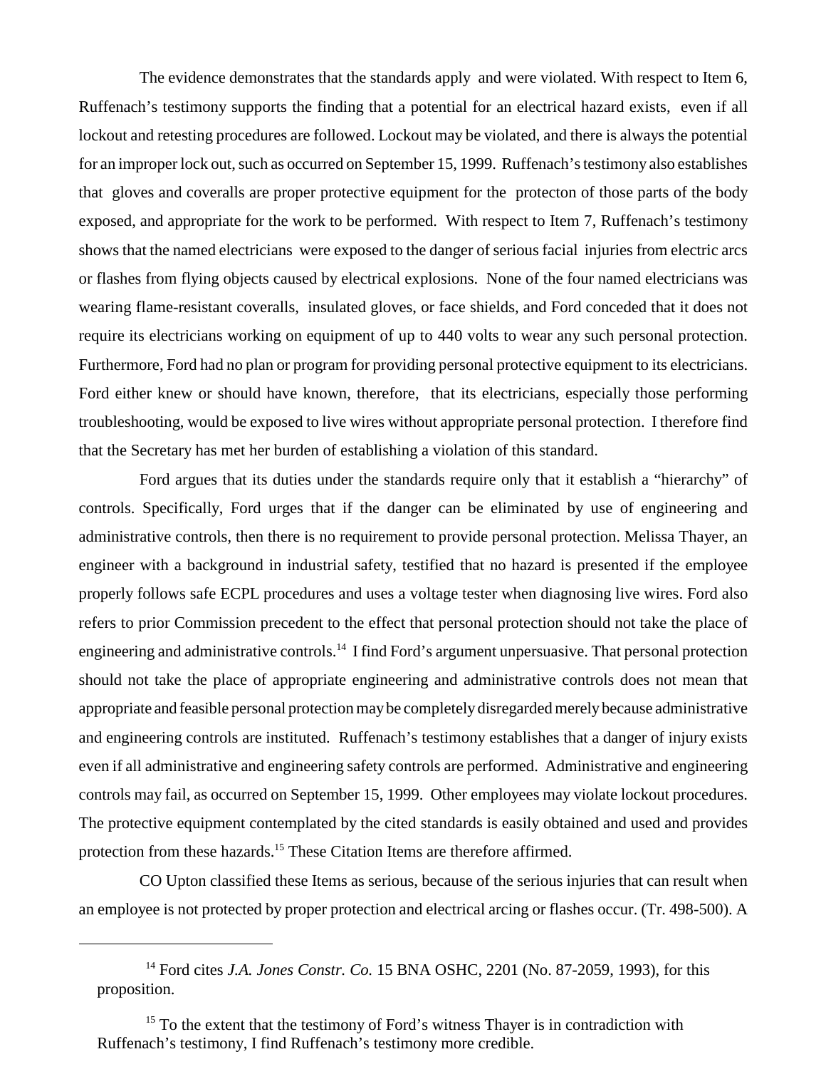The evidence demonstrates that the standards apply and were violated. With respect to Item 6, Ruffenach's testimony supports the finding that a potential for an electrical hazard exists, even if all lockout and retesting procedures are followed. Lockout may be violated, and there is always the potential for an improper lock out, such as occurred on September 15, 1999. Ruffenach's testimony also establishes that gloves and coveralls are proper protective equipment for the protecton of those parts of the body exposed, and appropriate for the work to be performed. With respect to Item 7, Ruffenach's testimony shows that the named electricians were exposed to the danger of serious facial injuries from electric arcs or flashes from flying objects caused by electrical explosions. None of the four named electricians was wearing flame-resistant coveralls, insulated gloves, or face shields, and Ford conceded that it does not require its electricians working on equipment of up to 440 volts to wear any such personal protection. Furthermore, Ford had no plan or program for providing personal protective equipment to its electricians. Ford either knew or should have known, therefore, that its electricians, especially those performing troubleshooting, would be exposed to live wires without appropriate personal protection. I therefore find that the Secretary has met her burden of establishing a violation of this standard.

Ford argues that its duties under the standards require only that it establish a "hierarchy" of controls. Specifically, Ford urges that if the danger can be eliminated by use of engineering and administrative controls, then there is no requirement to provide personal protection. Melissa Thayer, an engineer with a background in industrial safety, testified that no hazard is presented if the employee properly follows safe ECPL procedures and uses a voltage tester when diagnosing live wires. Ford also refers to prior Commission precedent to the effect that personal protection should not take the place of engineering and administrative controls.[14] I find Ford's argument unpersuasive. That personal protection should not take the place of appropriate engineering and administrative controls does not mean that appropriate and feasible personal protection may be completely disregarded merely because administrative and engineering controls are instituted. Ruffenach's testimony establishes that a danger of injury exists even if all administrative and engineering safety controls are performed. Administrative and engineering controls may fail, as occurred on September 15, 1999. Other employees may violate lockout procedures. The protective equipment contemplated by the cited standards is easily obtained and used and provides protection from these hazards.[15] These Citation Items are therefore affirmed.

CO Upton classified these Items as serious, because of the serious injuries that can result when an employee is not protected by proper protection and electrical arcing or flashes occur. (Tr. 498-500). A

---

[14] Ford cites *J.A. Jones Constr. Co.* 15 BNA OSHC, 2201 (No. 87-2059, 1993), for this proposition.

[15] To the extent that the testimony of Ford's witness Thayer is in contradiction with Ruffenach's testimony, I find Ruffenach's testimony more credible.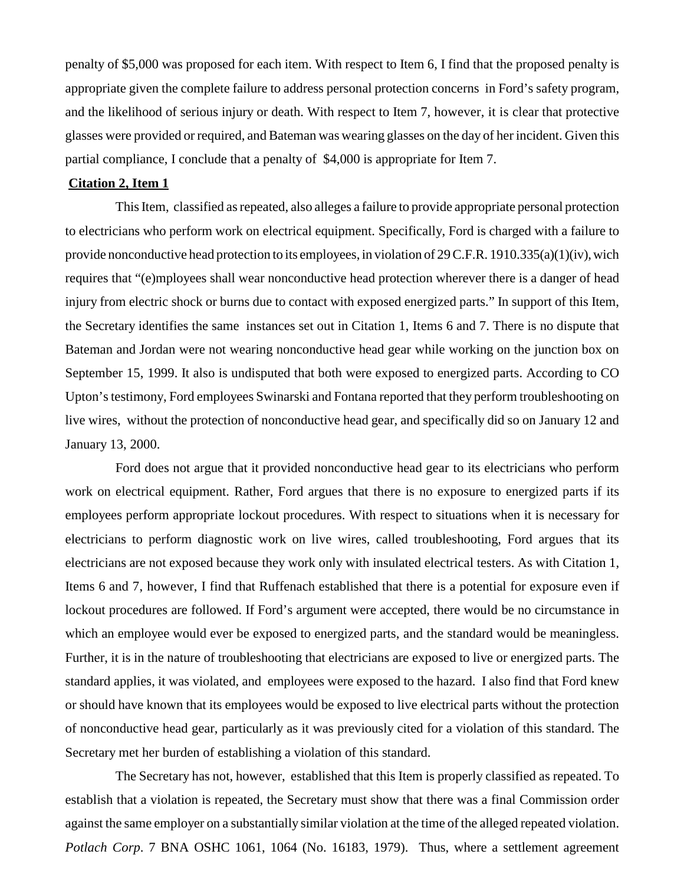penalty of $5,000 was proposed for each item. With respect to Item 6, I find that the proposed penalty is appropriate given the complete failure to address personal protection concerns in Ford's safety program, and the likelihood of serious injury or death. With respect to Item 7, however, it is clear that protective glasses were provided or required, and Bateman was wearing glasses on the day of her incident. Given this partial compliance, I conclude that a penalty of $4,000 is appropriate for Item 7.

**Citation 2, Item 1**

This Item, classified as repeated, also alleges a failure to provide appropriate personal protection to electricians who perform work on electrical equipment. Specifically, Ford is charged with a failure to provide nonconductive head protection to its employees, in violation of 29 C.F.R. 1910.335(a)(1)(iv), wich requires that "(e)mployees shall wear nonconductive head protection wherever there is a danger of head injury from electric shock or burns due to contact with exposed energized parts." In support of this Item, the Secretary identifies the same instances set out in Citation 1, Items 6 and 7. There is no dispute that Bateman and Jordan were not wearing nonconductive head gear while working on the junction box on September 15, 1999. It also is undisputed that both were exposed to energized parts. According to CO Upton's testimony, Ford employees Swinarski and Fontana reported that they perform troubleshooting on live wires, without the protection of nonconductive head gear, and specifically did so on January 12 and January 13, 2000.

Ford does not argue that it provided nonconductive head gear to its electricians who perform work on electrical equipment. Rather, Ford argues that there is no exposure to energized parts if its employees perform appropriate lockout procedures. With respect to situations when it is necessary for electricians to perform diagnostic work on live wires, called troubleshooting, Ford argues that its electricians are not exposed because they work only with insulated electrical testers. As with Citation 1, Items 6 and 7, however, I find that Ruffenach established that there is a potential for exposure even if lockout procedures are followed. If Ford's argument were accepted, there would be no circumstance in which an employee would ever be exposed to energized parts, and the standard would be meaningless. Further, it is in the nature of troubleshooting that electricians are exposed to live or energized parts. The standard applies, it was violated, and employees were exposed to the hazard. I also find that Ford knew or should have known that its employees would be exposed to live electrical parts without the protection of nonconductive head gear, particularly as it was previously cited for a violation of this standard. The Secretary met her burden of establishing a violation of this standard.

The Secretary has not, however, established that this Item is properly classified as repeated. To establish that a violation is repeated, the Secretary must show that there was a final Commission order against the same employer on a substantially similar violation at the time of the alleged repeated violation. *Potlach Corp*. 7 BNA OSHC 1061, 1064 (No. 16183, 1979). Thus, where a settlement agreement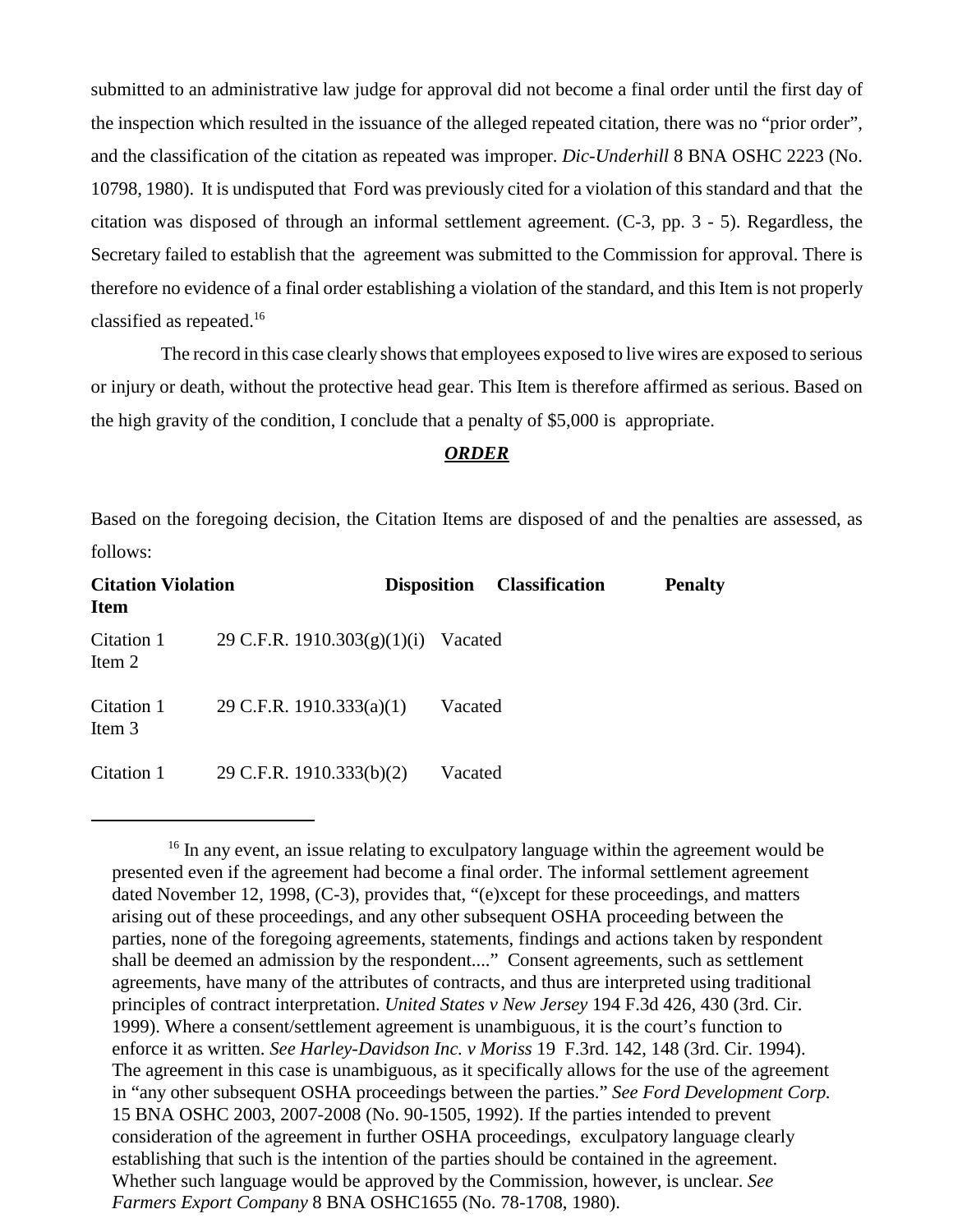submitted to an administrative law judge for approval did not become a final order until the first day of the inspection which resulted in the issuance of the alleged repeated citation, there was no "prior order", and the classification of the citation as repeated was improper. *Dic-Underhill* 8 BNA OSHC 2223 (No. 10798, 1980). It is undisputed that Ford was previously cited for a violation of this standard and that the citation was disposed of through an informal settlement agreement. (C-3, pp. 3 - 5). Regardless, the Secretary failed to establish that the agreement was submitted to the Commission for approval. There is therefore no evidence of a final order establishing a violation of the standard, and this Item is not properly classified as repeated.[16]

The record in this case clearly shows that employees exposed to live wires are exposed to serious or injury or death, without the protective head gear. This Item is therefore affirmed as serious. Based on the high gravity of the condition, I conclude that a penalty of $5,000 is appropriate.

## ***ORDER***

Based on the foregoing decision, the Citation Items are disposed of and the penalties are assessed, as follows:

| Citation Item | Violation | Disposition | Classification | Penalty |
|---|---|---|---|---|
| Citation 1 Item 2 | 29 C.F.R. 1910.303(g)(1)(i) | Vacated | | |
| Citation 1 Item 3 | 29 C.F.R. 1910.333(a)(1) | Vacated | | |
| Citation 1 | 29 C.F.R. 1910.333(b)(2) | Vacated | | |

---

[16] In any event, an issue relating to exculpatory language within the agreement would be presented even if the agreement had become a final order. The informal settlement agreement dated November 12, 1998, (C-3), provides that, "(e)xcept for these proceedings, and matters arising out of these proceedings, and any other subsequent OSHA proceeding between the parties, none of the foregoing agreements, statements, findings and actions taken by respondent shall be deemed an admission by the respondent...." Consent agreements, such as settlement agreements, have many of the attributes of contracts, and thus are interpreted using traditional principles of contract interpretation. *United States v New Jersey* 194 F.3d 426, 430 (3rd. Cir. 1999). Where a consent/settlement agreement is unambiguous, it is the court's function to enforce it as written. *See Harley-Davidson Inc. v Moriss* 19 F.3rd. 142, 148 (3rd. Cir. 1994). The agreement in this case is unambiguous, as it specifically allows for the use of the agreement in "any other subsequent OSHA proceedings between the parties." *See Ford Development Corp.* 15 BNA OSHC 2003, 2007-2008 (No. 90-1505, 1992). If the parties intended to prevent consideration of the agreement in further OSHA proceedings, exculpatory language clearly establishing that such is the intention of the parties should be contained in the agreement. Whether such language would be approved by the Commission, however, is unclear. *See Farmers Export Company* 8 BNA OSHC1655 (No. 78-1708, 1980).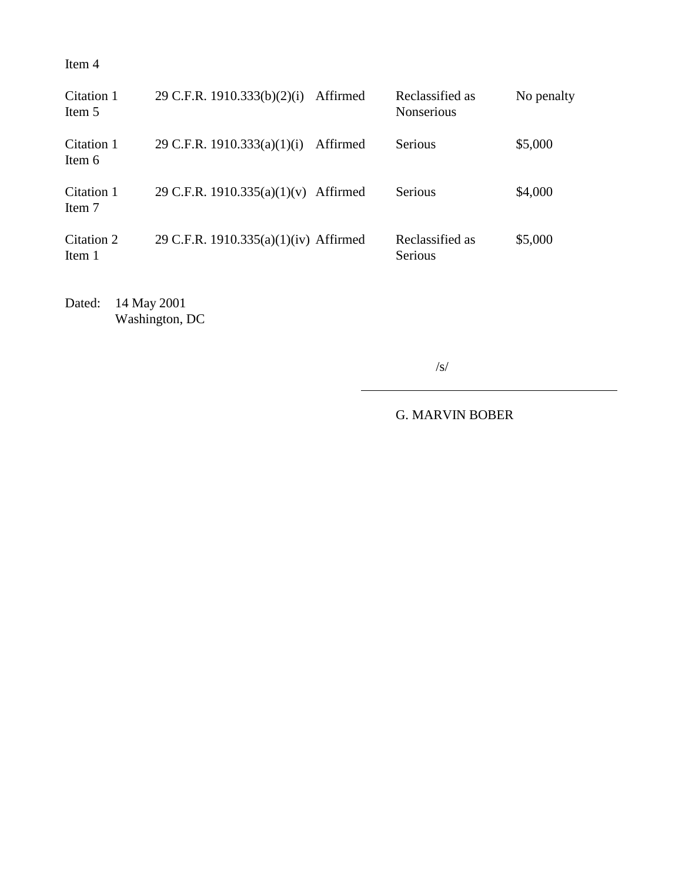Item 4

| | | | | |
|---|---|---|---|---|
| Citation 1 Item 5 | 29 C.F.R. 1910.333(b)(2)(i) | Affirmed | Reclassified as Nonserious | No penalty |
| Citation 1 Item 6 | 29 C.F.R. 1910.333(a)(1)(i) | Affirmed | Serious | $5,000 |
| Citation 1 Item 7 | 29 C.F.R. 1910.335(a)(1)(v) | Affirmed | Serious | $4,000 |
| Citation 2 Item 1 | 29 C.F.R. 1910.335(a)(1)(iv) | Affirmed | Reclassified as Serious | $5,000 |

Dated: 14 May 2001
Washington, DC

/s/

G. MARVIN BOBER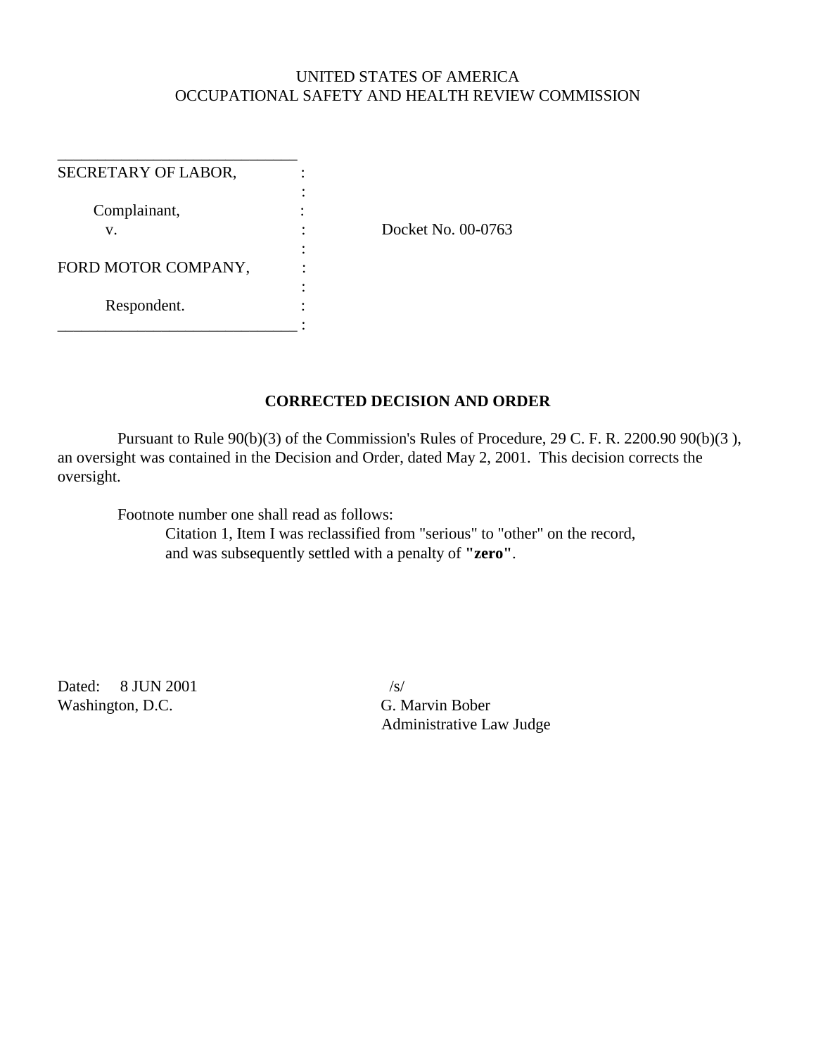UNITED STATES OF AMERICA
OCCUPATIONAL SAFETY AND HEALTH REVIEW COMMISSION

| | | |
|---|---|---|
| SECRETARY OF LABOR, | : | |
| | : | |
| Complainant, | : | |
| v. | : | Docket No. 00-0763 |
| | : | |
| FORD MOTOR COMPANY, | : | |
| | : | |
| Respondent. | : | |

## CORRECTED DECISION AND ORDER

Pursuant to Rule 90(b)(3) of the Commission's Rules of Procedure, 29 C. F. R. 2200.90 90(b)(3 ), an oversight was contained in the Decision and Order, dated May 2, 2001. This decision corrects the oversight.

Footnote number one shall read as follows:

> Citation 1, Item I was reclassified from "serious" to "other" on the record, and was subsequently settled with a penalty of **"zero"**.

Dated: 8 JUN 2001
Washington, D.C.

/s/
G. Marvin Bober
Administrative Law Judge